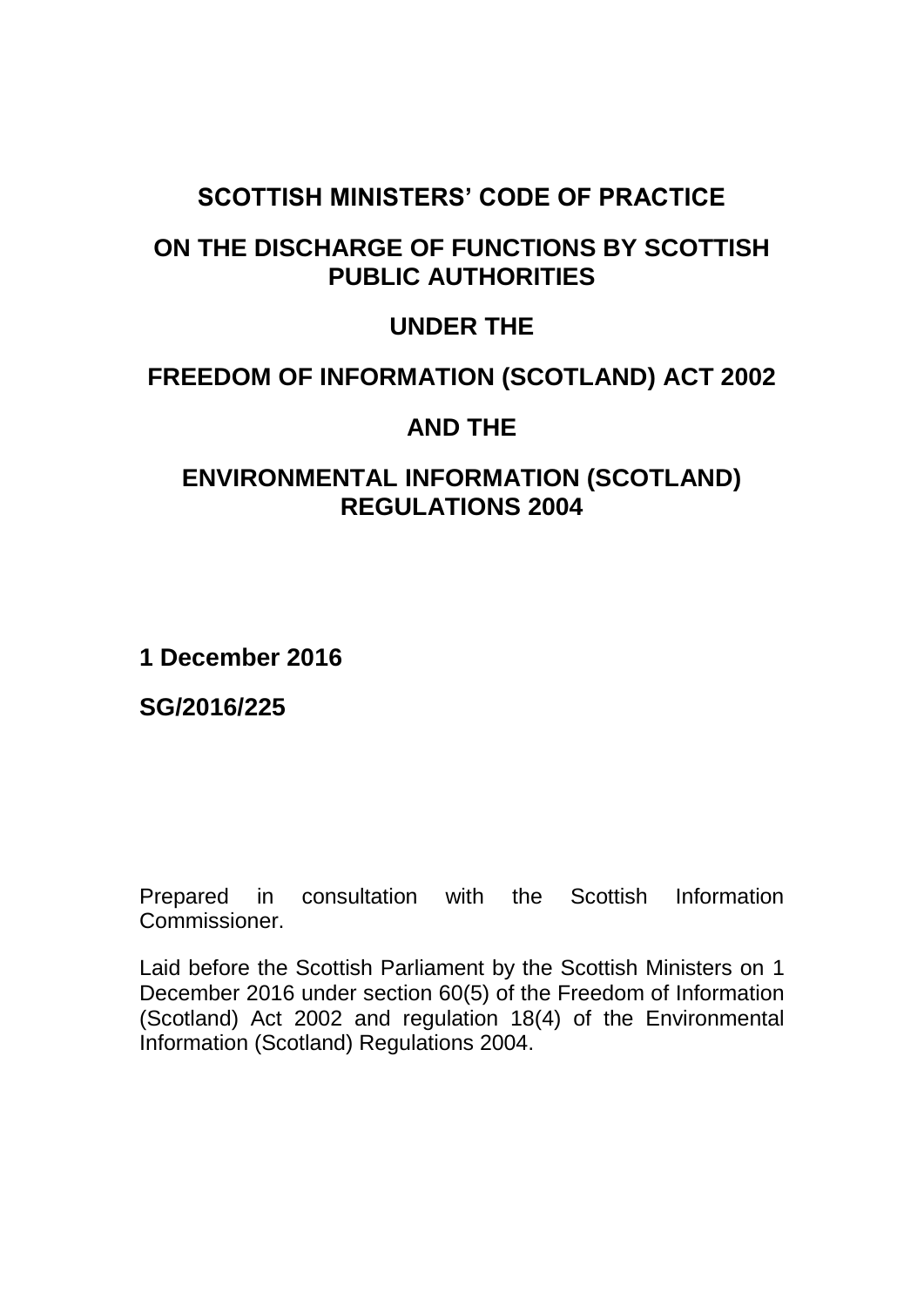# SCOTTISH MINISTERS' CODE OF PRACTICE

# ON THE DISCHARGE OF FUNCTIONS BY SCOTTISH PUBLIC AUTHORITIES

# UNDER THE

# FREEDOM OF INFORMATION (SCOTLAND) ACT 2002

# AND THE

# ENVIRONMENTAL INFORMATION (SCOTLAND) REGULATIONS 2004

**1 December 2016**

**SG/2016/225**

Prepared in consultation with the Scottish Information Commissioner.

Laid before the Scottish Parliament by the Scottish Ministers on 1 December 2016 under section 60(5) of the Freedom of Information (Scotland) Act 2002 and regulation 18(4) of the Environmental Information (Scotland) Regulations 2004.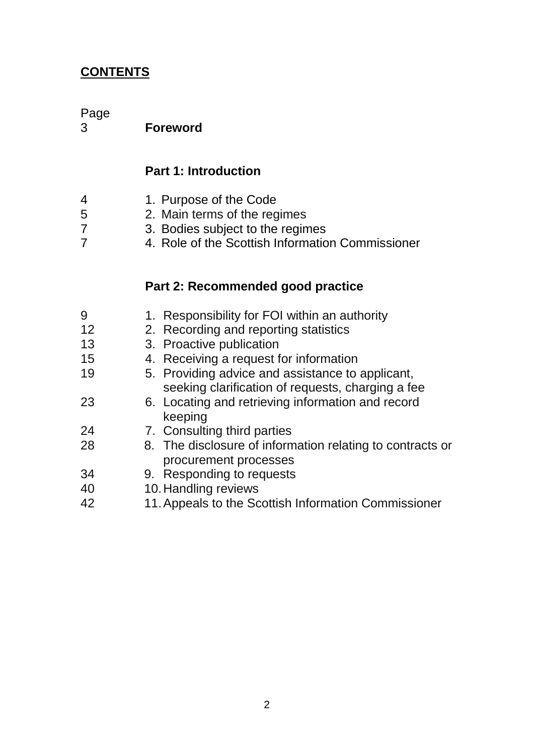## CONTENTS

| Page | |
|---|---|
| 3 | **Foreword** |
| | **Part 1: Introduction** |
| 4 | 1. Purpose of the Code |
| 5 | 2. Main terms of the regimes |
| 7 | 3. Bodies subject to the regimes |
| 7 | 4. Role of the Scottish Information Commissioner |
| | **Part 2: Recommended good practice** |
| 9 | 1. Responsibility for FOI within an authority |
| 12 | 2. Recording and reporting statistics |
| 13 | 3. Proactive publication |
| 15 | 4. Receiving a request for information |
| 19 | 5. Providing advice and assistance to applicant, seeking clarification of requests, charging a fee |
| 23 | 6. Locating and retrieving information and record keeping |
| 24 | 7. Consulting third parties |
| 28 | 8. The disclosure of information relating to contracts or procurement processes |
| 34 | 9. Responding to requests |
| 40 | 10. Handling reviews |
| 42 | 11. Appeals to the Scottish Information Commissioner |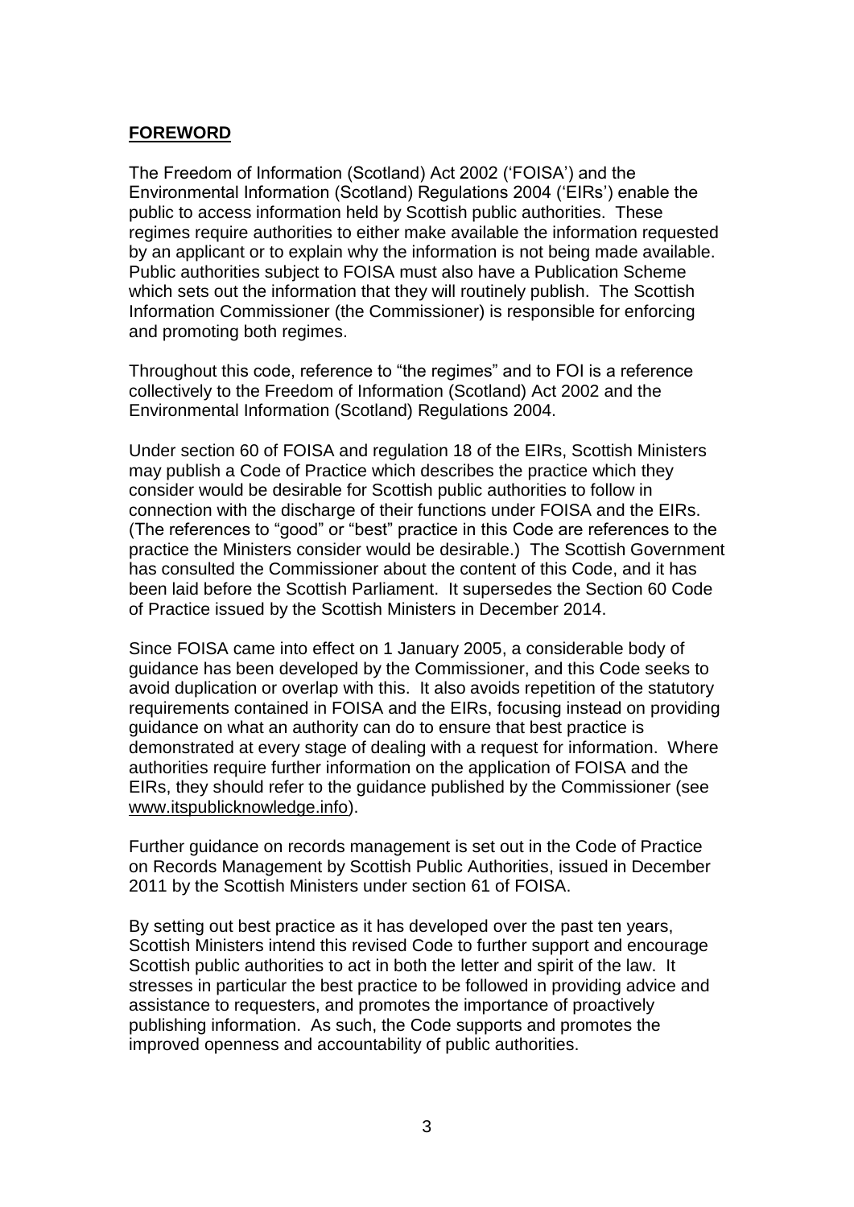## FOREWORD

The Freedom of Information (Scotland) Act 2002 ('FOISA') and the Environmental Information (Scotland) Regulations 2004 ('EIRs') enable the public to access information held by Scottish public authorities. These regimes require authorities to either make available the information requested by an applicant or to explain why the information is not being made available. Public authorities subject to FOISA must also have a Publication Scheme which sets out the information that they will routinely publish. The Scottish Information Commissioner (the Commissioner) is responsible for enforcing and promoting both regimes.

Throughout this code, reference to "the regimes" and to FOI is a reference collectively to the Freedom of Information (Scotland) Act 2002 and the Environmental Information (Scotland) Regulations 2004.

Under section 60 of FOISA and regulation 18 of the EIRs, Scottish Ministers may publish a Code of Practice which describes the practice which they consider would be desirable for Scottish public authorities to follow in connection with the discharge of their functions under FOISA and the EIRs. (The references to "good" or "best" practice in this Code are references to the practice the Ministers consider would be desirable.) The Scottish Government has consulted the Commissioner about the content of this Code, and it has been laid before the Scottish Parliament. It supersedes the Section 60 Code of Practice issued by the Scottish Ministers in December 2014.

Since FOISA came into effect on 1 January 2005, a considerable body of guidance has been developed by the Commissioner, and this Code seeks to avoid duplication or overlap with this. It also avoids repetition of the statutory requirements contained in FOISA and the EIRs, focusing instead on providing guidance on what an authority can do to ensure that best practice is demonstrated at every stage of dealing with a request for information. Where authorities require further information on the application of FOISA and the EIRs, they should refer to the guidance published by the Commissioner (see www.itspublicknowledge.info).

Further guidance on records management is set out in the Code of Practice on Records Management by Scottish Public Authorities, issued in December 2011 by the Scottish Ministers under section 61 of FOISA.

By setting out best practice as it has developed over the past ten years, Scottish Ministers intend this revised Code to further support and encourage Scottish public authorities to act in both the letter and spirit of the law. It stresses in particular the best practice to be followed in providing advice and assistance to requesters, and promotes the importance of proactively publishing information. As such, the Code supports and promotes the improved openness and accountability of public authorities.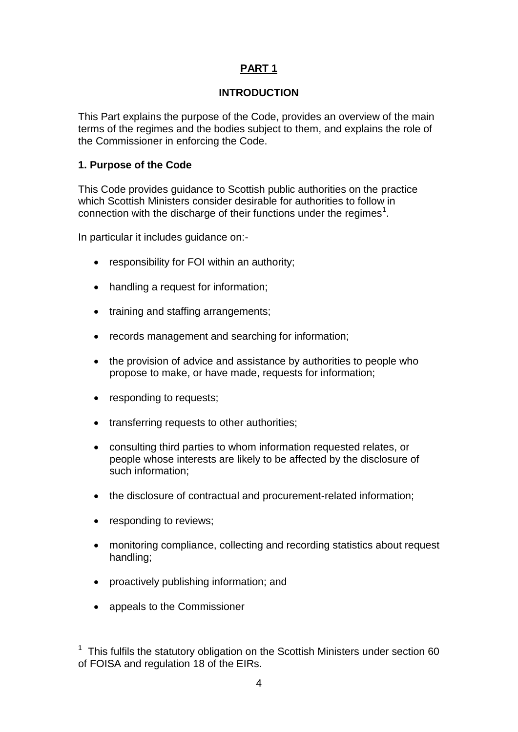## PART 1

### INTRODUCTION

This Part explains the purpose of the Code, provides an overview of the main terms of the regimes and the bodies subject to them, and explains the role of the Commissioner in enforcing the Code.

**1. Purpose of the Code**

This Code provides guidance to Scottish public authorities on the practice which Scottish Ministers consider desirable for authorities to follow in connection with the discharge of their functions under the regimes[1].

In particular it includes guidance on:-

- responsibility for FOI within an authority;
- handling a request for information;
- training and staffing arrangements;
- records management and searching for information;
- the provision of advice and assistance by authorities to people who propose to make, or have made, requests for information;
- responding to requests;
- transferring requests to other authorities;
- consulting third parties to whom information requested relates, or people whose interests are likely to be affected by the disclosure of such information;
- the disclosure of contractual and procurement-related information;
- responding to reviews;
- monitoring compliance, collecting and recording statistics about request handling;
- proactively publishing information; and
- appeals to the Commissioner

[1] This fulfils the statutory obligation on the Scottish Ministers under section 60 of FOISA and regulation 18 of the EIRs.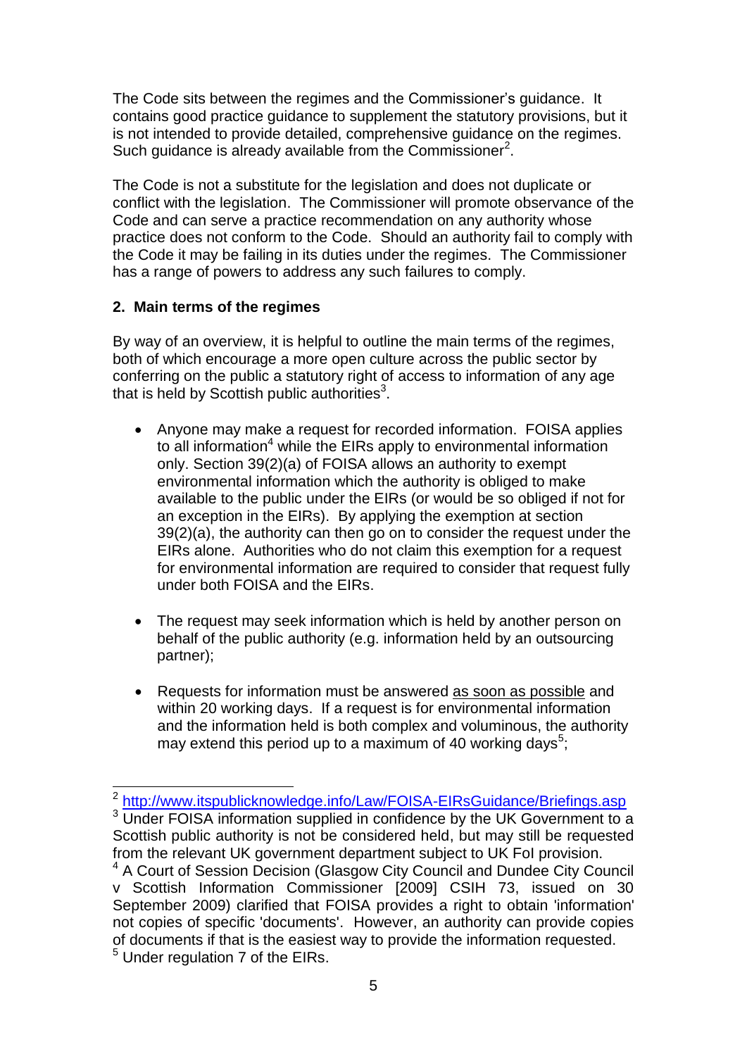The Code sits between the regimes and the Commissioner's guidance. It contains good practice guidance to supplement the statutory provisions, but it is not intended to provide detailed, comprehensive guidance on the regimes. Such guidance is already available from the Commissioner[2].

The Code is not a substitute for the legislation and does not duplicate or conflict with the legislation. The Commissioner will promote observance of the Code and can serve a practice recommendation on any authority whose practice does not conform to the Code. Should an authority fail to comply with the Code it may be failing in its duties under the regimes. The Commissioner has a range of powers to address any such failures to comply.

## 2. Main terms of the regimes

By way of an overview, it is helpful to outline the main terms of the regimes, both of which encourage a more open culture across the public sector by conferring on the public a statutory right of access to information of any age that is held by Scottish public authorities[3].

- Anyone may make a request for recorded information. FOISA applies to all information[4] while the EIRs apply to environmental information only. Section 39(2)(a) of FOISA allows an authority to exempt environmental information which the authority is obliged to make available to the public under the EIRs (or would be so obliged if not for an exception in the EIRs). By applying the exemption at section 39(2)(a), the authority can then go on to consider the request under the EIRs alone. Authorities who do not claim this exemption for a request for environmental information are required to consider that request fully under both FOISA and the EIRs.

- The request may seek information which is held by another person on behalf of the public authority (e.g. information held by an outsourcing partner);

- Requests for information must be answered <u>as soon as possible</u> and within 20 working days. If a request is for environmental information and the information held is both complex and voluminous, the authority may extend this period up to a maximum of 40 working days[5];

---

[2] http://www.itspublicknowledge.info/Law/FOISA-EIRsGuidance/Briefings.asp

[3] Under FOISA information supplied in confidence by the UK Government to a Scottish public authority is not be considered held, but may still be requested from the relevant UK government department subject to UK FoI provision.

[4] A Court of Session Decision (Glasgow City Council and Dundee City Council v Scottish Information Commissioner [2009] CSIH 73, issued on 30 September 2009) clarified that FOISA provides a right to obtain 'information' not copies of specific 'documents'. However, an authority can provide copies of documents if that is the easiest way to provide the information requested.

[5] Under regulation 7 of the EIRs.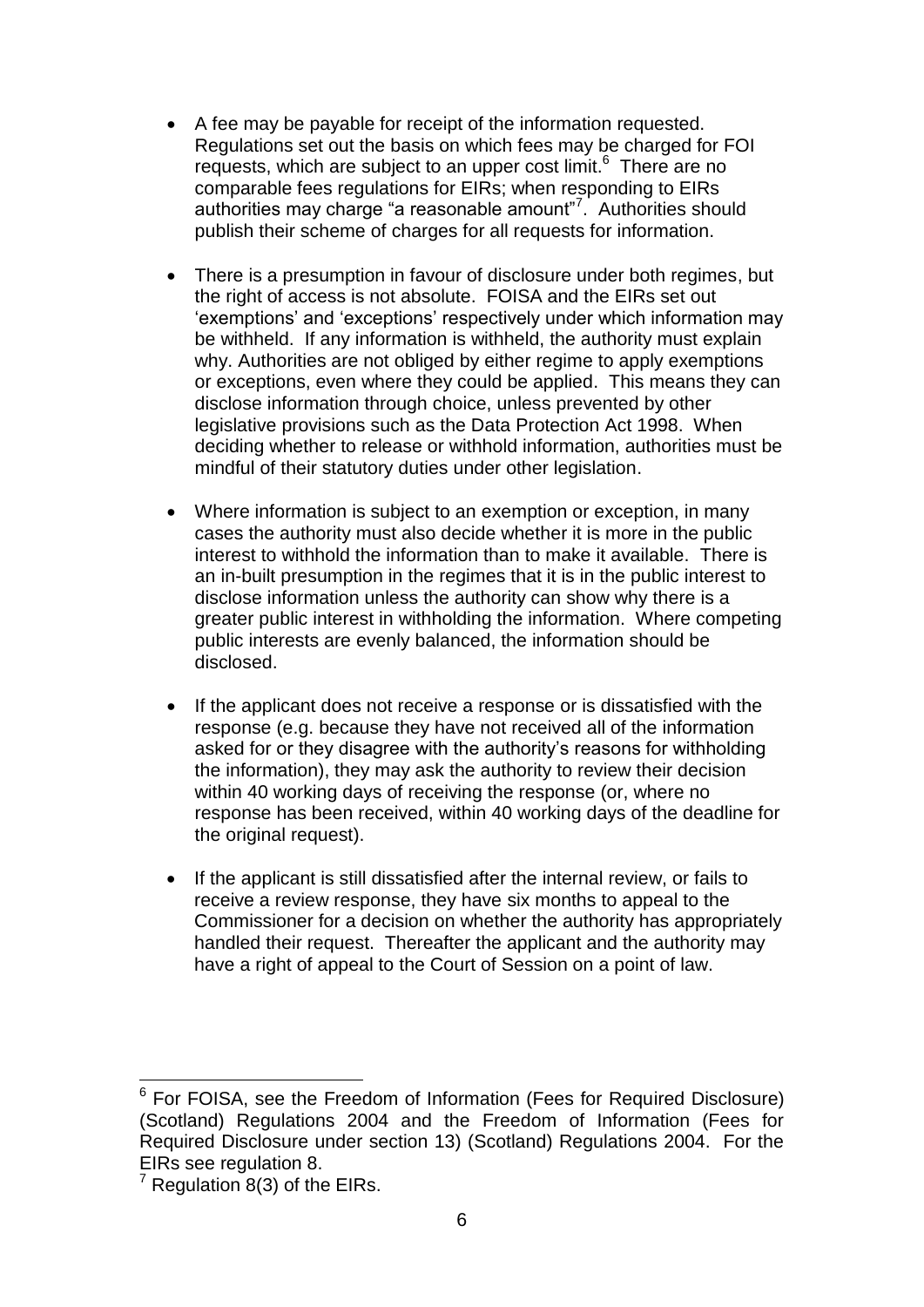- A fee may be payable for receipt of the information requested. Regulations set out the basis on which fees may be charged for FOI requests, which are subject to an upper cost limit.[6] There are no comparable fees regulations for EIRs; when responding to EIRs authorities may charge "a reasonable amount"[7]. Authorities should publish their scheme of charges for all requests for information.

- There is a presumption in favour of disclosure under both regimes, but the right of access is not absolute. FOISA and the EIRs set out 'exemptions' and 'exceptions' respectively under which information may be withheld. If any information is withheld, the authority must explain why. Authorities are not obliged by either regime to apply exemptions or exceptions, even where they could be applied. This means they can disclose information through choice, unless prevented by other legislative provisions such as the Data Protection Act 1998. When deciding whether to release or withhold information, authorities must be mindful of their statutory duties under other legislation.

- Where information is subject to an exemption or exception, in many cases the authority must also decide whether it is more in the public interest to withhold the information than to make it available. There is an in-built presumption in the regimes that it is in the public interest to disclose information unless the authority can show why there is a greater public interest in withholding the information. Where competing public interests are evenly balanced, the information should be disclosed.

- If the applicant does not receive a response or is dissatisfied with the response (e.g. because they have not received all of the information asked for or they disagree with the authority's reasons for withholding the information), they may ask the authority to review their decision within 40 working days of receiving the response (or, where no response has been received, within 40 working days of the deadline for the original request).

- If the applicant is still dissatisfied after the internal review, or fails to receive a review response, they have six months to appeal to the Commissioner for a decision on whether the authority has appropriately handled their request. Thereafter the applicant and the authority may have a right of appeal to the Court of Session on a point of law.

---

[6] For FOISA, see the Freedom of Information (Fees for Required Disclosure) (Scotland) Regulations 2004 and the Freedom of Information (Fees for Required Disclosure under section 13) (Scotland) Regulations 2004. For the EIRs see regulation 8.

[7] Regulation 8(3) of the EIRs.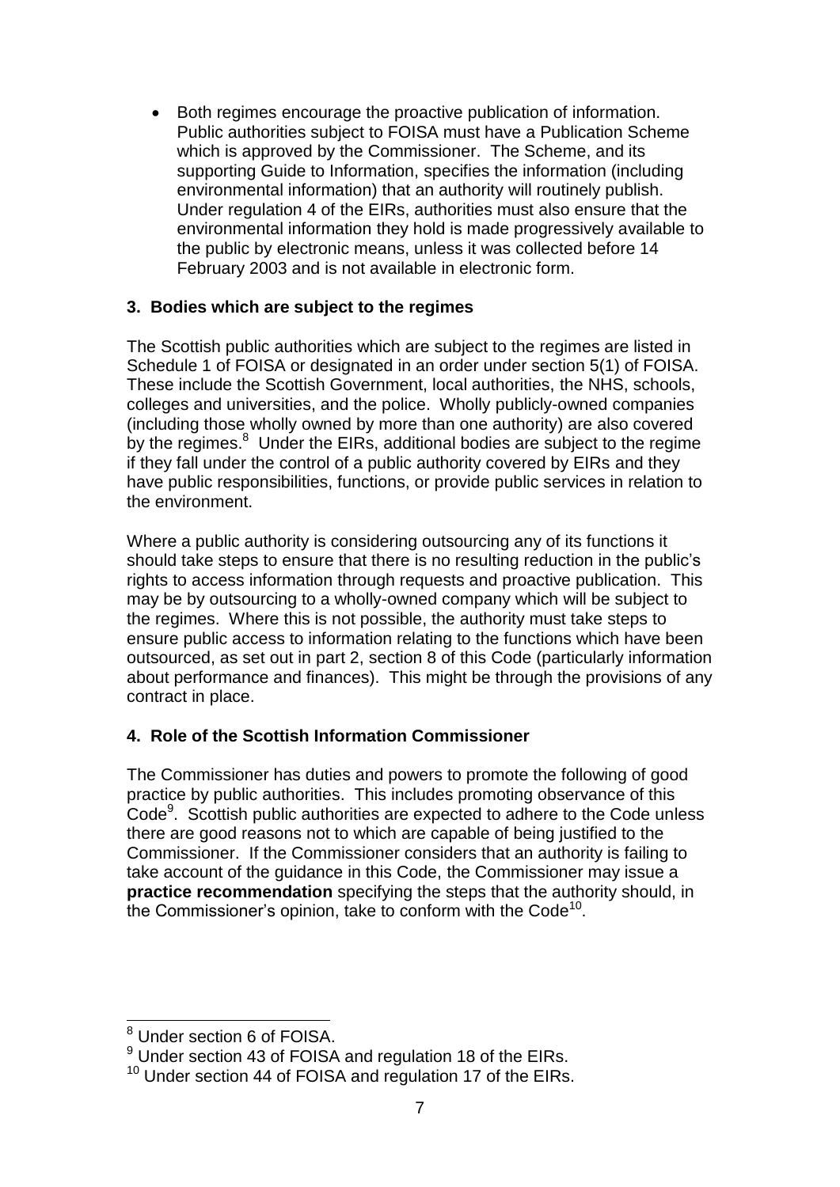- Both regimes encourage the proactive publication of information. Public authorities subject to FOISA must have a Publication Scheme which is approved by the Commissioner. The Scheme, and its supporting Guide to Information, specifies the information (including environmental information) that an authority will routinely publish. Under regulation 4 of the EIRs, authorities must also ensure that the environmental information they hold is made progressively available to the public by electronic means, unless it was collected before 14 February 2003 and is not available in electronic form.

### 3. Bodies which are subject to the regimes

The Scottish public authorities which are subject to the regimes are listed in Schedule 1 of FOISA or designated in an order under section 5(1) of FOISA. These include the Scottish Government, local authorities, the NHS, schools, colleges and universities, and the police. Wholly publicly-owned companies (including those wholly owned by more than one authority) are also covered by the regimes.[8] Under the EIRs, additional bodies are subject to the regime if they fall under the control of a public authority covered by EIRs and they have public responsibilities, functions, or provide public services in relation to the environment.

Where a public authority is considering outsourcing any of its functions it should take steps to ensure that there is no resulting reduction in the public's rights to access information through requests and proactive publication. This may be by outsourcing to a wholly-owned company which will be subject to the regimes. Where this is not possible, the authority must take steps to ensure public access to information relating to the functions which have been outsourced, as set out in part 2, section 8 of this Code (particularly information about performance and finances). This might be through the provisions of any contract in place.

### 4. Role of the Scottish Information Commissioner

The Commissioner has duties and powers to promote the following of good practice by public authorities. This includes promoting observance of this Code[9]. Scottish public authorities are expected to adhere to the Code unless there are good reasons not to which are capable of being justified to the Commissioner. If the Commissioner considers that an authority is failing to take account of the guidance in this Code, the Commissioner may issue a **practice recommendation** specifying the steps that the authority should, in the Commissioner's opinion, take to conform with the Code[10].

---

[8] Under section 6 of FOISA.

[9] Under section 43 of FOISA and regulation 18 of the EIRs.

[10] Under section 44 of FOISA and regulation 17 of the EIRs.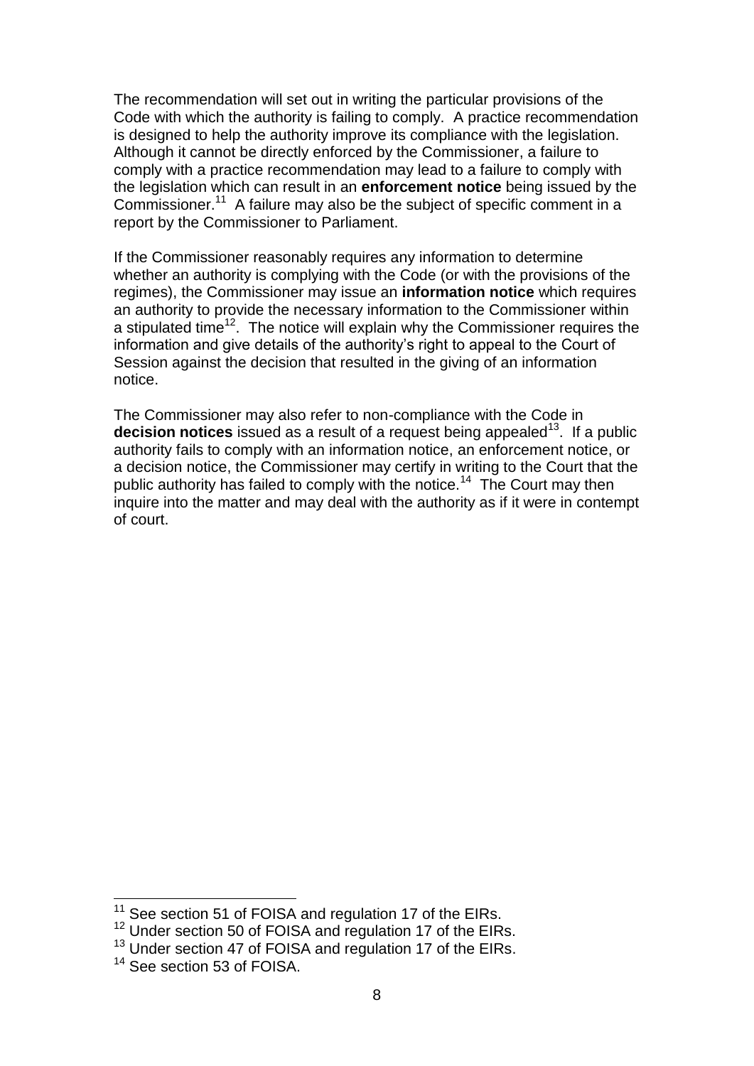The recommendation will set out in writing the particular provisions of the Code with which the authority is failing to comply. A practice recommendation is designed to help the authority improve its compliance with the legislation. Although it cannot be directly enforced by the Commissioner, a failure to comply with a practice recommendation may lead to a failure to comply with the legislation which can result in an **enforcement notice** being issued by the Commissioner.[11] A failure may also be the subject of specific comment in a report by the Commissioner to Parliament.

If the Commissioner reasonably requires any information to determine whether an authority is complying with the Code (or with the provisions of the regimes), the Commissioner may issue an **information notice** which requires an authority to provide the necessary information to the Commissioner within a stipulated time[12]. The notice will explain why the Commissioner requires the information and give details of the authority's right to appeal to the Court of Session against the decision that resulted in the giving of an information notice.

The Commissioner may also refer to non-compliance with the Code in **decision notices** issued as a result of a request being appealed[13]. If a public authority fails to comply with an information notice, an enforcement notice, or a decision notice, the Commissioner may certify in writing to the Court that the public authority has failed to comply with the notice.[14] The Court may then inquire into the matter and may deal with the authority as if it were in contempt of court.

---

[11] See section 51 of FOISA and regulation 17 of the EIRs.

[12] Under section 50 of FOISA and regulation 17 of the EIRs.

[13] Under section 47 of FOISA and regulation 17 of the EIRs.

[14] See section 53 of FOISA.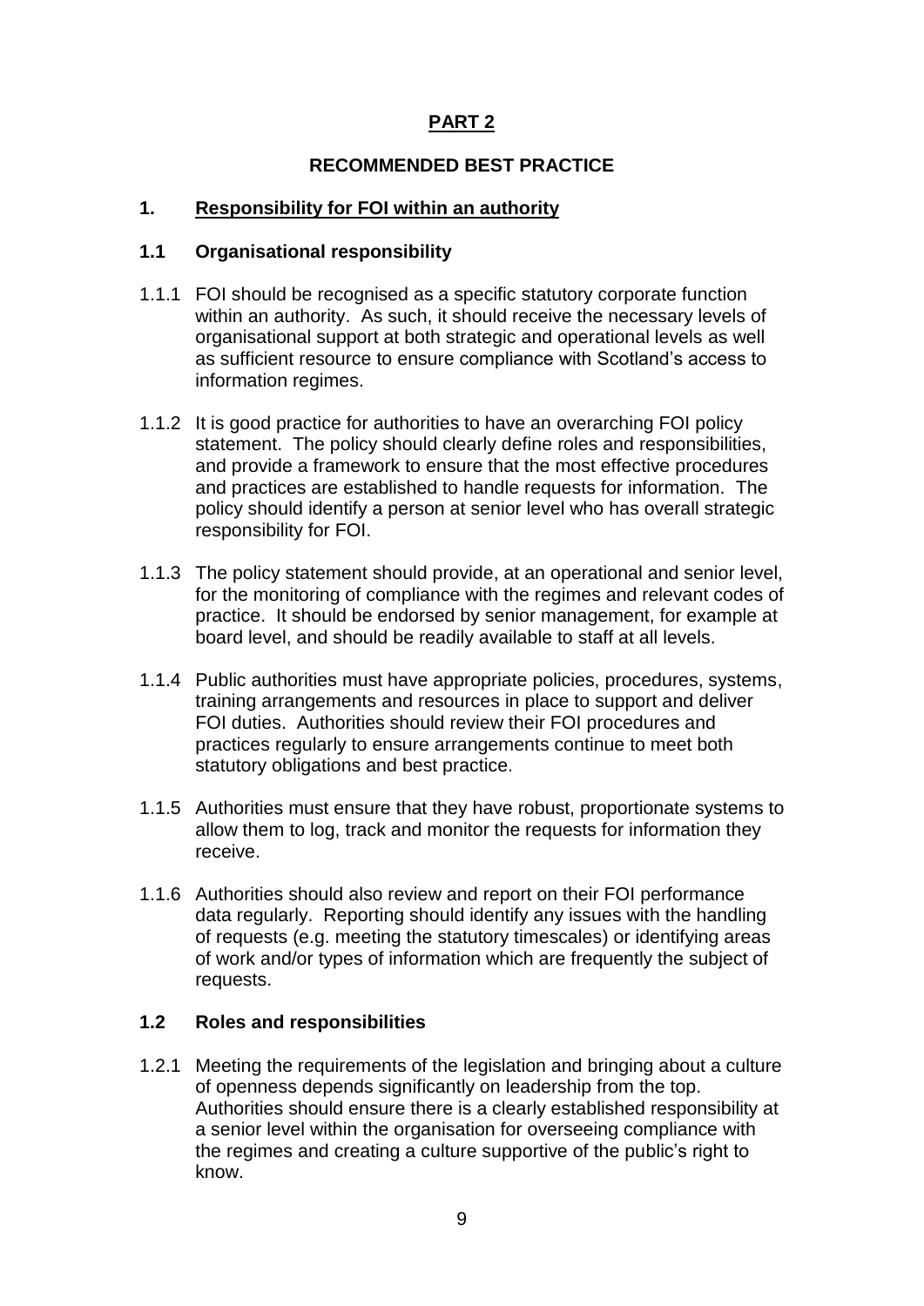# PART 2

## RECOMMENDED BEST PRACTICE

## 1. Responsibility for FOI within an authority

### 1.1 Organisational responsibility

1.1.1 FOI should be recognised as a specific statutory corporate function within an authority. As such, it should receive the necessary levels of organisational support at both strategic and operational levels as well as sufficient resource to ensure compliance with Scotland's access to information regimes.

1.1.2 It is good practice for authorities to have an overarching FOI policy statement. The policy should clearly define roles and responsibilities, and provide a framework to ensure that the most effective procedures and practices are established to handle requests for information. The policy should identify a person at senior level who has overall strategic responsibility for FOI.

1.1.3 The policy statement should provide, at an operational and senior level, for the monitoring of compliance with the regimes and relevant codes of practice. It should be endorsed by senior management, for example at board level, and should be readily available to staff at all levels.

1.1.4 Public authorities must have appropriate policies, procedures, systems, training arrangements and resources in place to support and deliver FOI duties. Authorities should review their FOI procedures and practices regularly to ensure arrangements continue to meet both statutory obligations and best practice.

1.1.5 Authorities must ensure that they have robust, proportionate systems to allow them to log, track and monitor the requests for information they receive.

1.1.6 Authorities should also review and report on their FOI performance data regularly. Reporting should identify any issues with the handling of requests (e.g. meeting the statutory timescales) or identifying areas of work and/or types of information which are frequently the subject of requests.

### 1.2 Roles and responsibilities

1.2.1 Meeting the requirements of the legislation and bringing about a culture of openness depends significantly on leadership from the top. Authorities should ensure there is a clearly established responsibility at a senior level within the organisation for overseeing compliance with the regimes and creating a culture supportive of the public's right to know.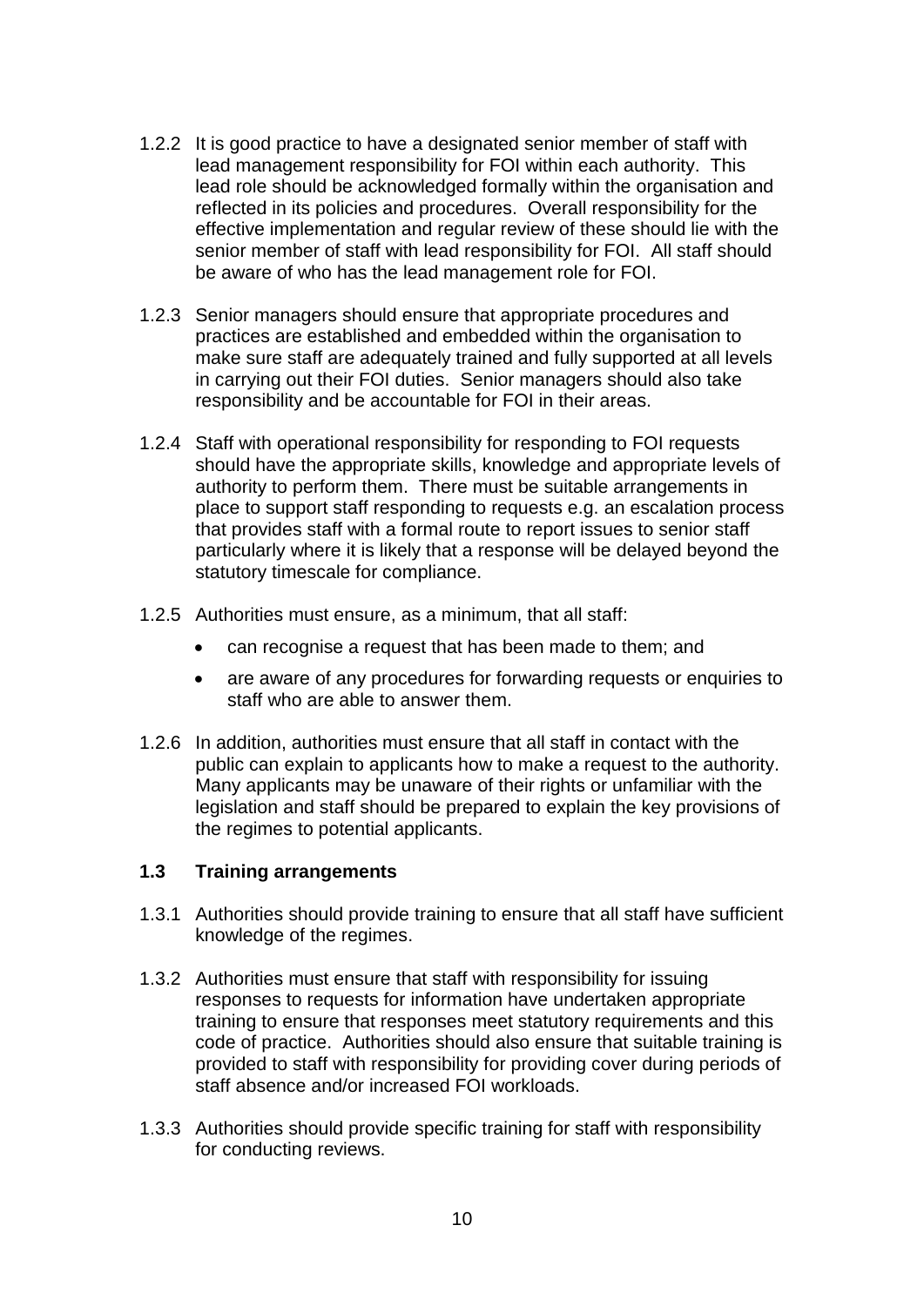1.2.2 It is good practice to have a designated senior member of staff with lead management responsibility for FOI within each authority. This lead role should be acknowledged formally within the organisation and reflected in its policies and procedures. Overall responsibility for the effective implementation and regular review of these should lie with the senior member of staff with lead responsibility for FOI. All staff should be aware of who has the lead management role for FOI.

1.2.3 Senior managers should ensure that appropriate procedures and practices are established and embedded within the organisation to make sure staff are adequately trained and fully supported at all levels in carrying out their FOI duties. Senior managers should also take responsibility and be accountable for FOI in their areas.

1.2.4 Staff with operational responsibility for responding to FOI requests should have the appropriate skills, knowledge and appropriate levels of authority to perform them. There must be suitable arrangements in place to support staff responding to requests e.g. an escalation process that provides staff with a formal route to report issues to senior staff particularly where it is likely that a response will be delayed beyond the statutory timescale for compliance.

1.2.5 Authorities must ensure, as a minimum, that all staff:

- can recognise a request that has been made to them; and
- are aware of any procedures for forwarding requests or enquiries to staff who are able to answer them.

1.2.6 In addition, authorities must ensure that all staff in contact with the public can explain to applicants how to make a request to the authority. Many applicants may be unaware of their rights or unfamiliar with the legislation and staff should be prepared to explain the key provisions of the regimes to potential applicants.

### 1.3 Training arrangements

1.3.1 Authorities should provide training to ensure that all staff have sufficient knowledge of the regimes.

1.3.2 Authorities must ensure that staff with responsibility for issuing responses to requests for information have undertaken appropriate training to ensure that responses meet statutory requirements and this code of practice. Authorities should also ensure that suitable training is provided to staff with responsibility for providing cover during periods of staff absence and/or increased FOI workloads.

1.3.3 Authorities should provide specific training for staff with responsibility for conducting reviews.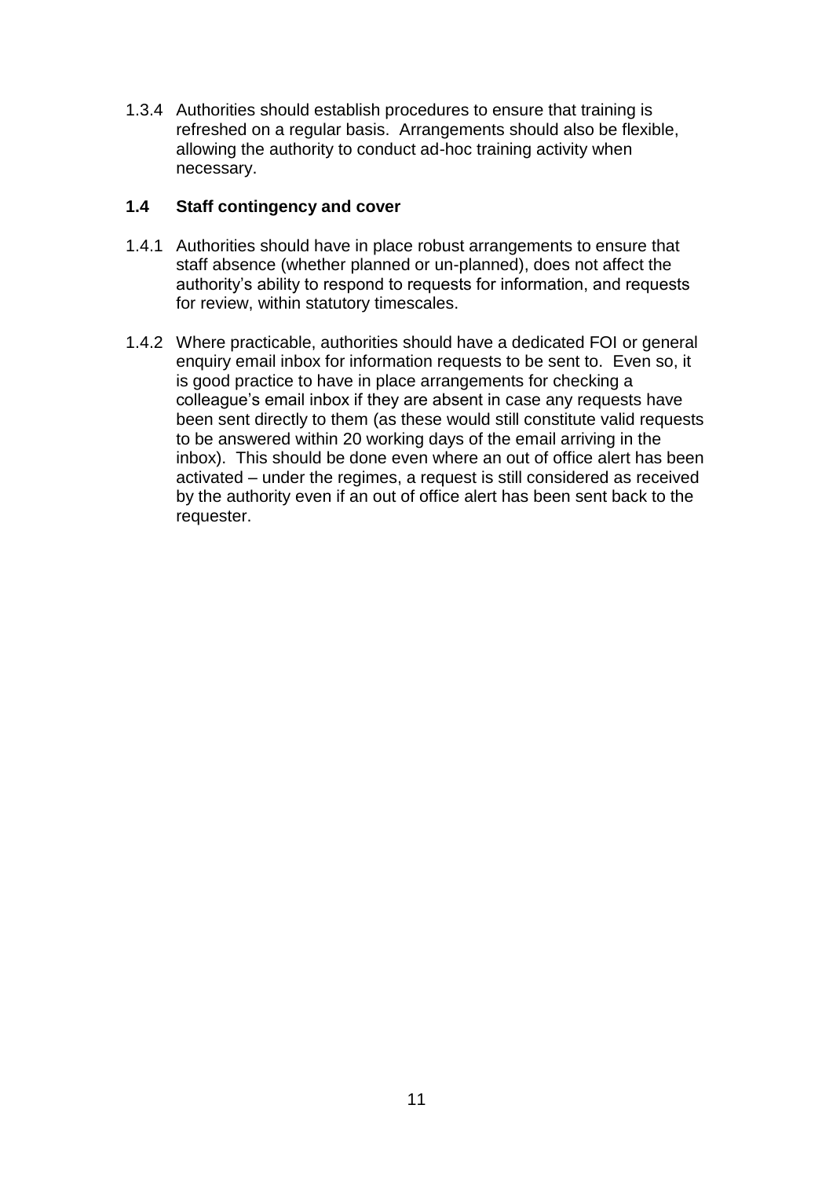1.3.4 Authorities should establish procedures to ensure that training is refreshed on a regular basis. Arrangements should also be flexible, allowing the authority to conduct ad-hoc training activity when necessary.

### 1.4 Staff contingency and cover

1.4.1 Authorities should have in place robust arrangements to ensure that staff absence (whether planned or un-planned), does not affect the authority's ability to respond to requests for information, and requests for review, within statutory timescales.

1.4.2 Where practicable, authorities should have a dedicated FOI or general enquiry email inbox for information requests to be sent to. Even so, it is good practice to have in place arrangements for checking a colleague's email inbox if they are absent in case any requests have been sent directly to them (as these would still constitute valid requests to be answered within 20 working days of the email arriving in the inbox). This should be done even where an out of office alert has been activated – under the regimes, a request is still considered as received by the authority even if an out of office alert has been sent back to the requester.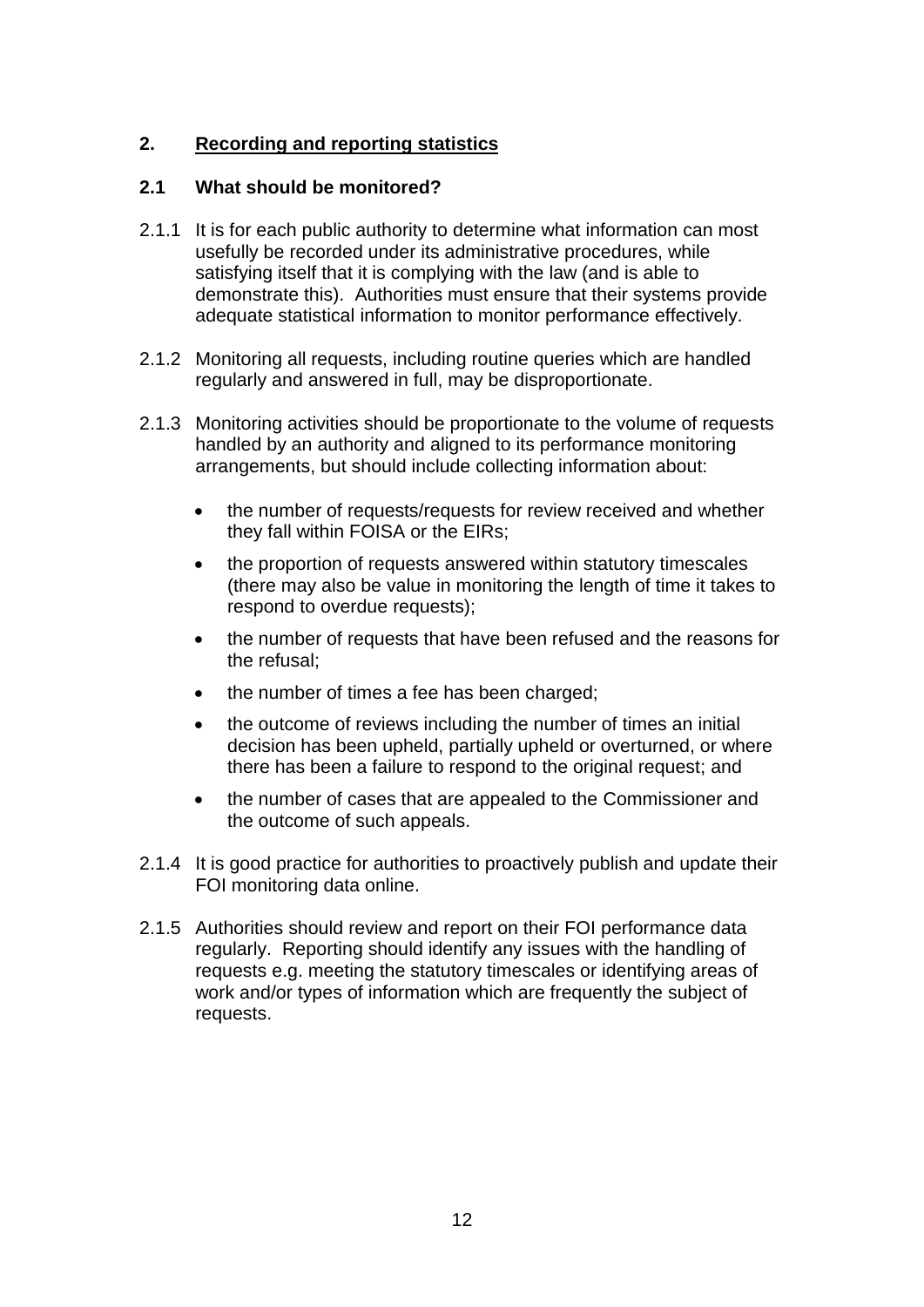## 2. Recording and reporting statistics

### 2.1 What should be monitored?

2.1.1 It is for each public authority to determine what information can most usefully be recorded under its administrative procedures, while satisfying itself that it is complying with the law (and is able to demonstrate this). Authorities must ensure that their systems provide adequate statistical information to monitor performance effectively.

2.1.2 Monitoring all requests, including routine queries which are handled regularly and answered in full, may be disproportionate.

2.1.3 Monitoring activities should be proportionate to the volume of requests handled by an authority and aligned to its performance monitoring arrangements, but should include collecting information about:

- the number of requests/requests for review received and whether they fall within FOISA or the EIRs;
- the proportion of requests answered within statutory timescales (there may also be value in monitoring the length of time it takes to respond to overdue requests);
- the number of requests that have been refused and the reasons for the refusal;
- the number of times a fee has been charged;
- the outcome of reviews including the number of times an initial decision has been upheld, partially upheld or overturned, or where there has been a failure to respond to the original request; and
- the number of cases that are appealed to the Commissioner and the outcome of such appeals.

2.1.4 It is good practice for authorities to proactively publish and update their FOI monitoring data online.

2.1.5 Authorities should review and report on their FOI performance data regularly. Reporting should identify any issues with the handling of requests e.g. meeting the statutory timescales or identifying areas of work and/or types of information which are frequently the subject of requests.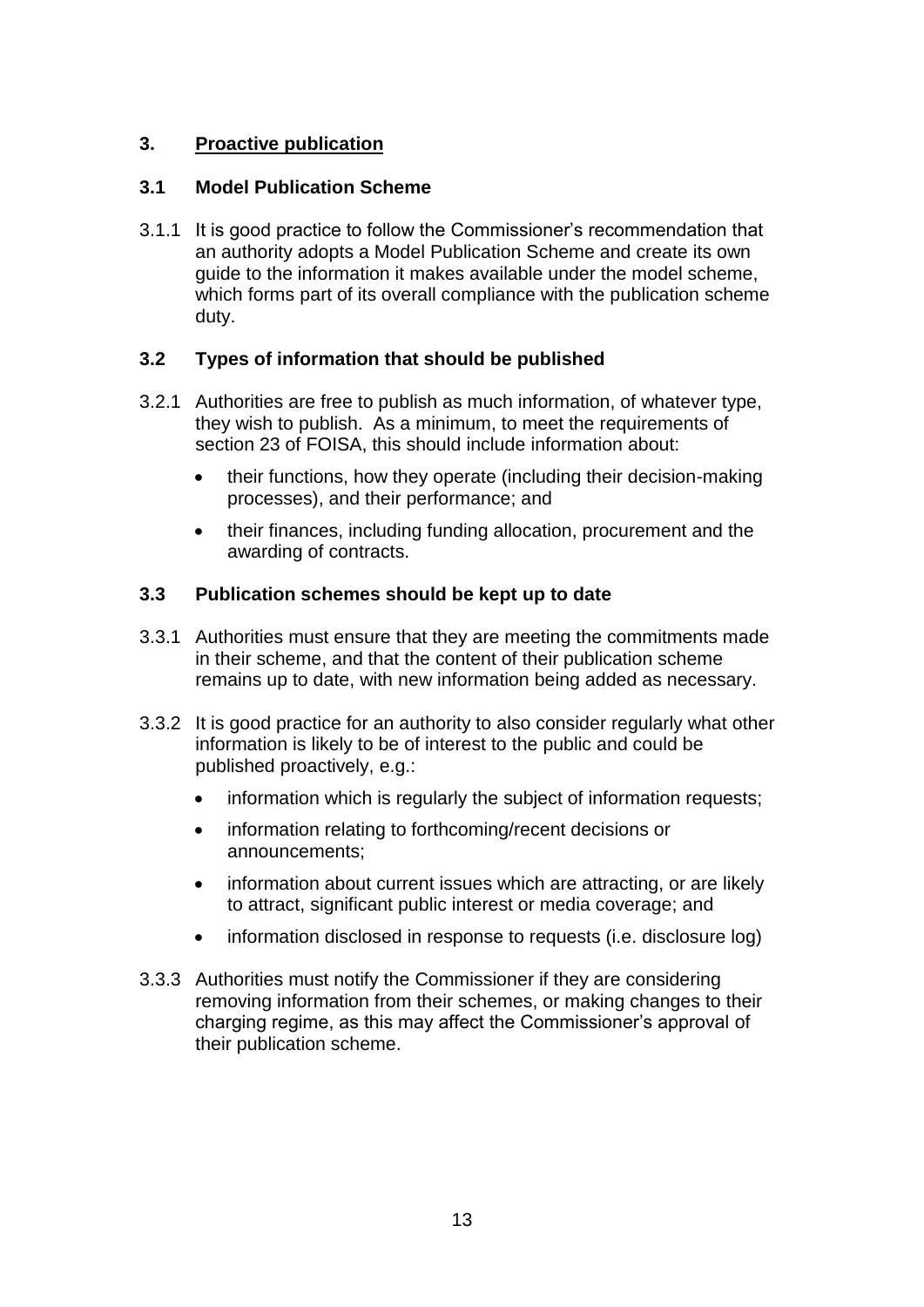## 3. <u>Proactive publication</u>

### 3.1 Model Publication Scheme

3.1.1 It is good practice to follow the Commissioner's recommendation that an authority adopts a Model Publication Scheme and create its own guide to the information it makes available under the model scheme, which forms part of its overall compliance with the publication scheme duty.

### 3.2 Types of information that should be published

3.2.1 Authorities are free to publish as much information, of whatever type, they wish to publish. As a minimum, to meet the requirements of section 23 of FOISA, this should include information about:

- their functions, how they operate (including their decision-making processes), and their performance; and
- their finances, including funding allocation, procurement and the awarding of contracts.

### 3.3 Publication schemes should be kept up to date

3.3.1 Authorities must ensure that they are meeting the commitments made in their scheme, and that the content of their publication scheme remains up to date, with new information being added as necessary.

3.3.2 It is good practice for an authority to also consider regularly what other information is likely to be of interest to the public and could be published proactively, e.g.:

- information which is regularly the subject of information requests;
- information relating to forthcoming/recent decisions or announcements;
- information about current issues which are attracting, or are likely to attract, significant public interest or media coverage; and
- information disclosed in response to requests (i.e. disclosure log)

3.3.3 Authorities must notify the Commissioner if they are considering removing information from their schemes, or making changes to their charging regime, as this may affect the Commissioner's approval of their publication scheme.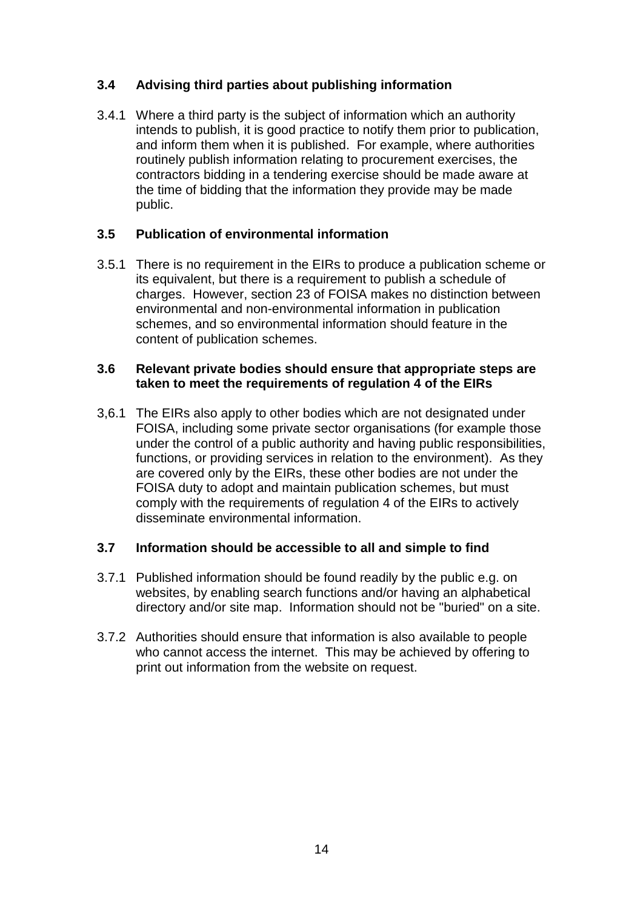### 3.4 Advising third parties about publishing information

3.4.1 Where a third party is the subject of information which an authority intends to publish, it is good practice to notify them prior to publication, and inform them when it is published. For example, where authorities routinely publish information relating to procurement exercises, the contractors bidding in a tendering exercise should be made aware at the time of bidding that the information they provide may be made public.

### 3.5 Publication of environmental information

3.5.1 There is no requirement in the EIRs to produce a publication scheme or its equivalent, but there is a requirement to publish a schedule of charges. However, section 23 of FOISA makes no distinction between environmental and non-environmental information in publication schemes, and so environmental information should feature in the content of publication schemes.

### 3.6 Relevant private bodies should ensure that appropriate steps are taken to meet the requirements of regulation 4 of the EIRs

3,6.1 The EIRs also apply to other bodies which are not designated under FOISA, including some private sector organisations (for example those under the control of a public authority and having public responsibilities, functions, or providing services in relation to the environment). As they are covered only by the EIRs, these other bodies are not under the FOISA duty to adopt and maintain publication schemes, but must comply with the requirements of regulation 4 of the EIRs to actively disseminate environmental information.

### 3.7 Information should be accessible to all and simple to find

3.7.1 Published information should be found readily by the public e.g. on websites, by enabling search functions and/or having an alphabetical directory and/or site map. Information should not be "buried" on a site.

3.7.2 Authorities should ensure that information is also available to people who cannot access the internet. This may be achieved by offering to print out information from the website on request.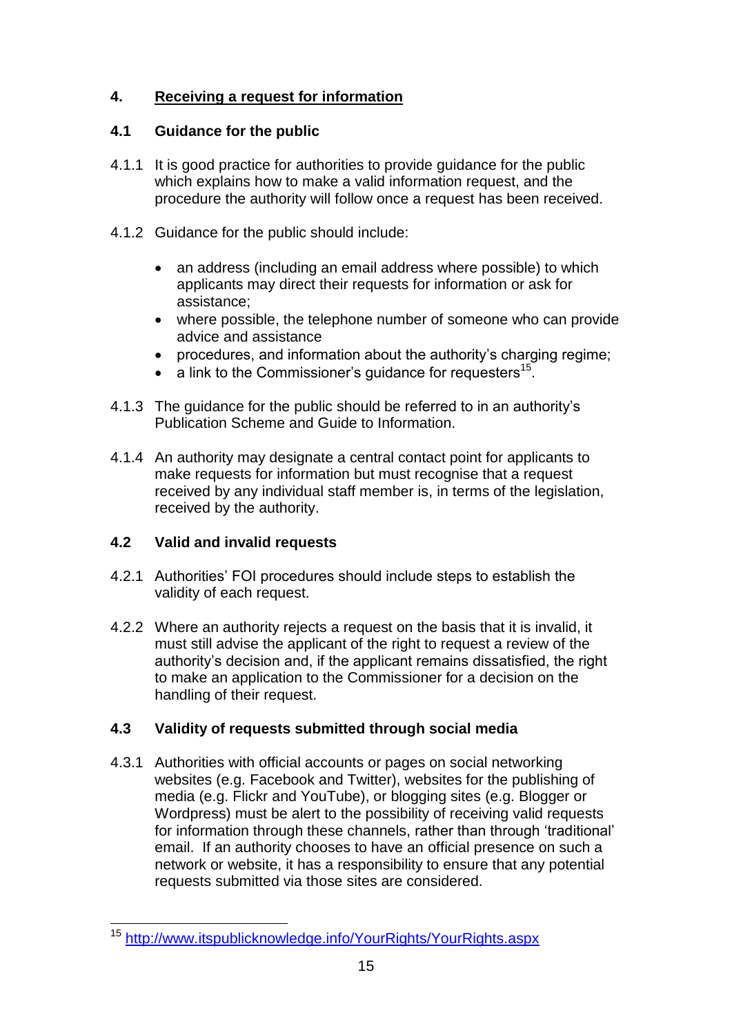## 4. Receiving a request for information

### 4.1 Guidance for the public

4.1.1 It is good practice for authorities to provide guidance for the public which explains how to make a valid information request, and the procedure the authority will follow once a request has been received.

4.1.2 Guidance for the public should include:

- an address (including an email address where possible) to which applicants may direct their requests for information or ask for assistance;
- where possible, the telephone number of someone who can provide advice and assistance
- procedures, and information about the authority's charging regime;
- a link to the Commissioner's guidance for requesters[15].

4.1.3 The guidance for the public should be referred to in an authority's Publication Scheme and Guide to Information.

4.1.4 An authority may designate a central contact point for applicants to make requests for information but must recognise that a request received by any individual staff member is, in terms of the legislation, received by the authority.

### 4.2 Valid and invalid requests

4.2.1 Authorities' FOI procedures should include steps to establish the validity of each request.

4.2.2 Where an authority rejects a request on the basis that it is invalid, it must still advise the applicant of the right to request a review of the authority's decision and, if the applicant remains dissatisfied, the right to make an application to the Commissioner for a decision on the handling of their request.

### 4.3 Validity of requests submitted through social media

4.3.1 Authorities with official accounts or pages on social networking websites (e.g. Facebook and Twitter), websites for the publishing of media (e.g. Flickr and YouTube), or blogging sites (e.g. Blogger or Wordpress) must be alert to the possibility of receiving valid requests for information through these channels, rather than through 'traditional' email. If an authority chooses to have an official presence on such a network or website, it has a responsibility to ensure that any potential requests submitted via those sites are considered.

---

[15] http://www.itspublicknowledge.info/YourRights/YourRights.aspx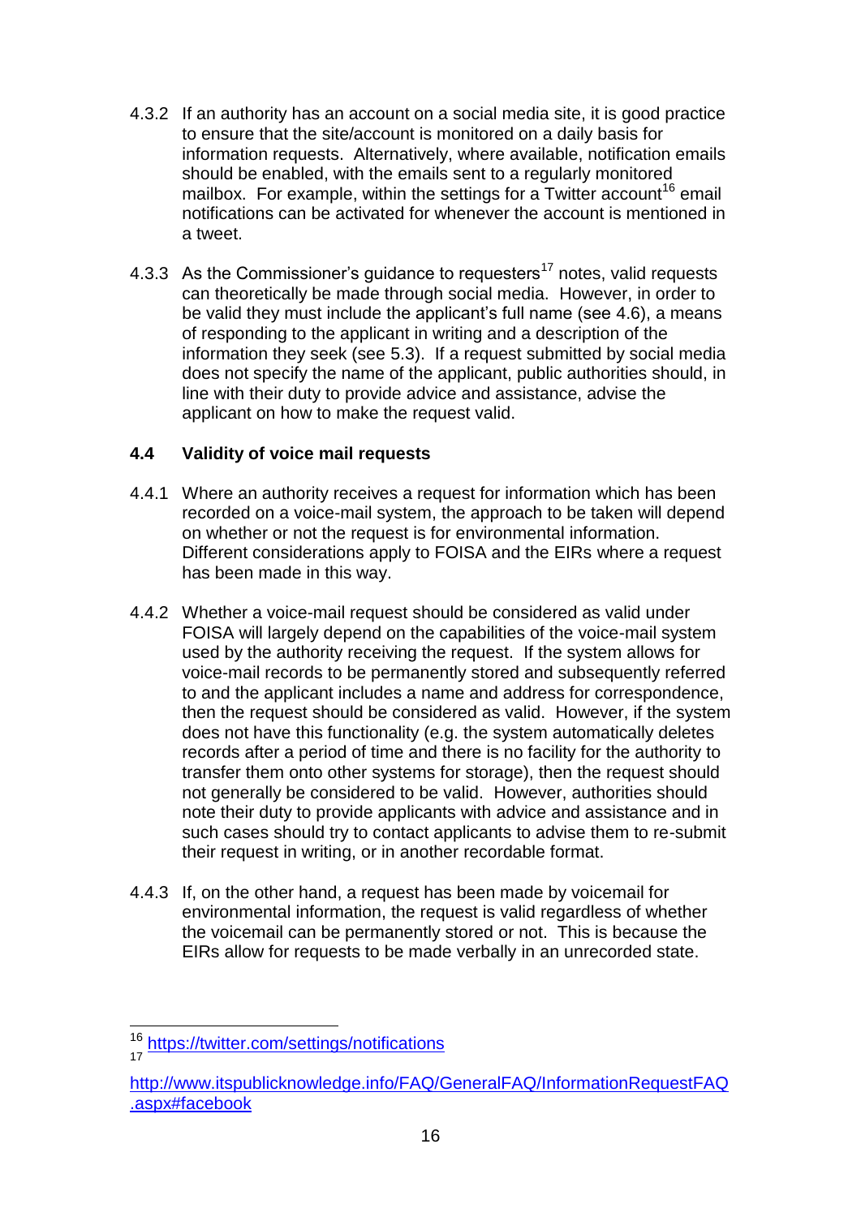4.3.2 If an authority has an account on a social media site, it is good practice to ensure that the site/account is monitored on a daily basis for information requests. Alternatively, where available, notification emails should be enabled, with the emails sent to a regularly monitored mailbox. For example, within the settings for a Twitter account[16] email notifications can be activated for whenever the account is mentioned in a tweet.

4.3.3 As the Commissioner's guidance to requesters[17] notes, valid requests can theoretically be made through social media. However, in order to be valid they must include the applicant's full name (see 4.6), a means of responding to the applicant in writing and a description of the information they seek (see 5.3). If a request submitted by social media does not specify the name of the applicant, public authorities should, in line with their duty to provide advice and assistance, advise the applicant on how to make the request valid.

### 4.4 Validity of voice mail requests

4.4.1 Where an authority receives a request for information which has been recorded on a voice-mail system, the approach to be taken will depend on whether or not the request is for environmental information. Different considerations apply to FOISA and the EIRs where a request has been made in this way.

4.4.2 Whether a voice-mail request should be considered as valid under FOISA will largely depend on the capabilities of the voice-mail system used by the authority receiving the request. If the system allows for voice-mail records to be permanently stored and subsequently referred to and the applicant includes a name and address for correspondence, then the request should be considered as valid. However, if the system does not have this functionality (e.g. the system automatically deletes records after a period of time and there is no facility for the authority to transfer them onto other systems for storage), then the request should not generally be considered to be valid. However, authorities should note their duty to provide applicants with advice and assistance and in such cases should try to contact applicants to advise them to re-submit their request in writing, or in another recordable format.

4.4.3 If, on the other hand, a request has been made by voicemail for environmental information, the request is valid regardless of whether the voicemail can be permanently stored or not. This is because the EIRs allow for requests to be made verbally in an unrecorded state.

---

[16] https://twitter.com/settings/notifications

[17] http://www.itspublicknowledge.info/FAQ/GeneralFAQ/InformationRequestFAQ.aspx#facebook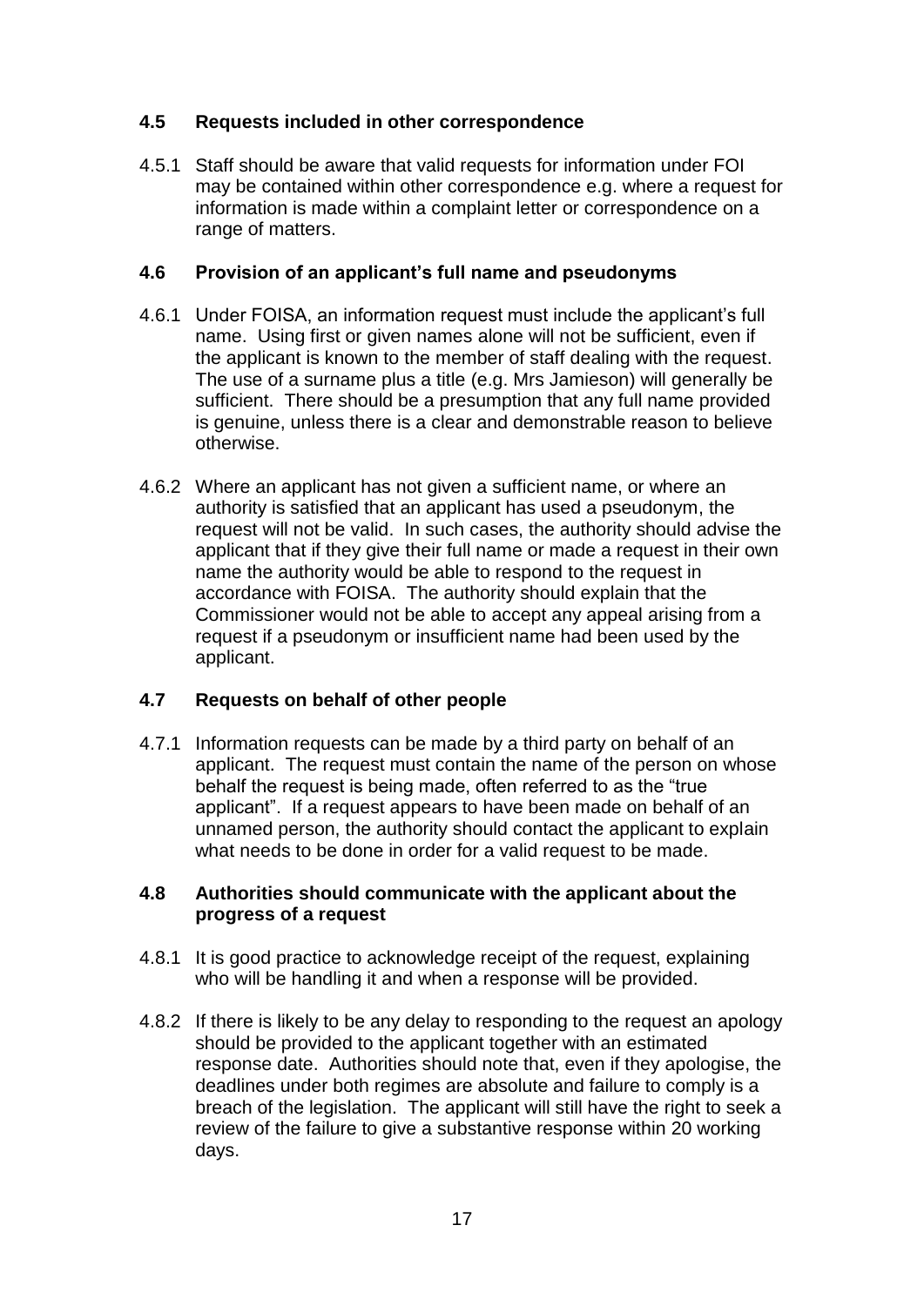### 4.5 Requests included in other correspondence

4.5.1 Staff should be aware that valid requests for information under FOI may be contained within other correspondence e.g. where a request for information is made within a complaint letter or correspondence on a range of matters.

### 4.6 Provision of an applicant's full name and pseudonyms

4.6.1 Under FOISA, an information request must include the applicant's full name. Using first or given names alone will not be sufficient, even if the applicant is known to the member of staff dealing with the request. The use of a surname plus a title (e.g. Mrs Jamieson) will generally be sufficient. There should be a presumption that any full name provided is genuine, unless there is a clear and demonstrable reason to believe otherwise.

4.6.2 Where an applicant has not given a sufficient name, or where an authority is satisfied that an applicant has used a pseudonym, the request will not be valid. In such cases, the authority should advise the applicant that if they give their full name or made a request in their own name the authority would be able to respond to the request in accordance with FOISA. The authority should explain that the Commissioner would not be able to accept any appeal arising from a request if a pseudonym or insufficient name had been used by the applicant.

### 4.7 Requests on behalf of other people

4.7.1 Information requests can be made by a third party on behalf of an applicant. The request must contain the name of the person on whose behalf the request is being made, often referred to as the "true applicant". If a request appears to have been made on behalf of an unnamed person, the authority should contact the applicant to explain what needs to be done in order for a valid request to be made.

### 4.8 Authorities should communicate with the applicant about the progress of a request

4.8.1 It is good practice to acknowledge receipt of the request, explaining who will be handling it and when a response will be provided.

4.8.2 If there is likely to be any delay to responding to the request an apology should be provided to the applicant together with an estimated response date. Authorities should note that, even if they apologise, the deadlines under both regimes are absolute and failure to comply is a breach of the legislation. The applicant will still have the right to seek a review of the failure to give a substantive response within 20 working days.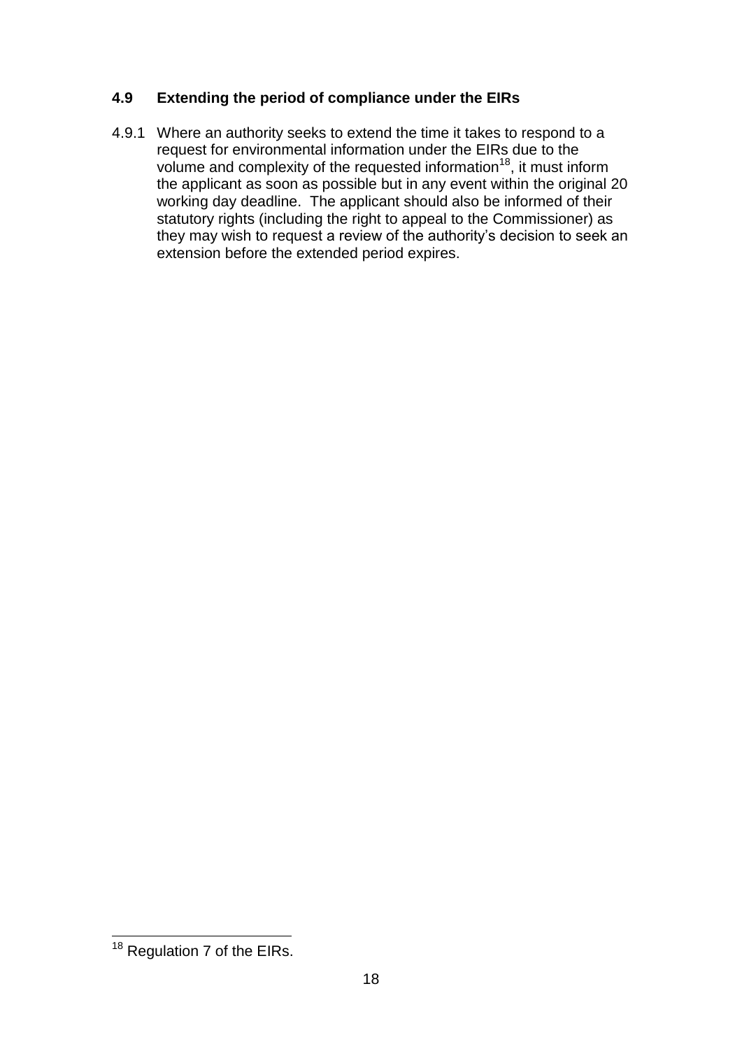### 4.9 Extending the period of compliance under the EIRs

4.9.1 Where an authority seeks to extend the time it takes to respond to a request for environmental information under the EIRs due to the volume and complexity of the requested information[18], it must inform the applicant as soon as possible but in any event within the original 20 working day deadline. The applicant should also be informed of their statutory rights (including the right to appeal to the Commissioner) as they may wish to request a review of the authority's decision to seek an extension before the extended period expires.

---

[18] Regulation 7 of the EIRs.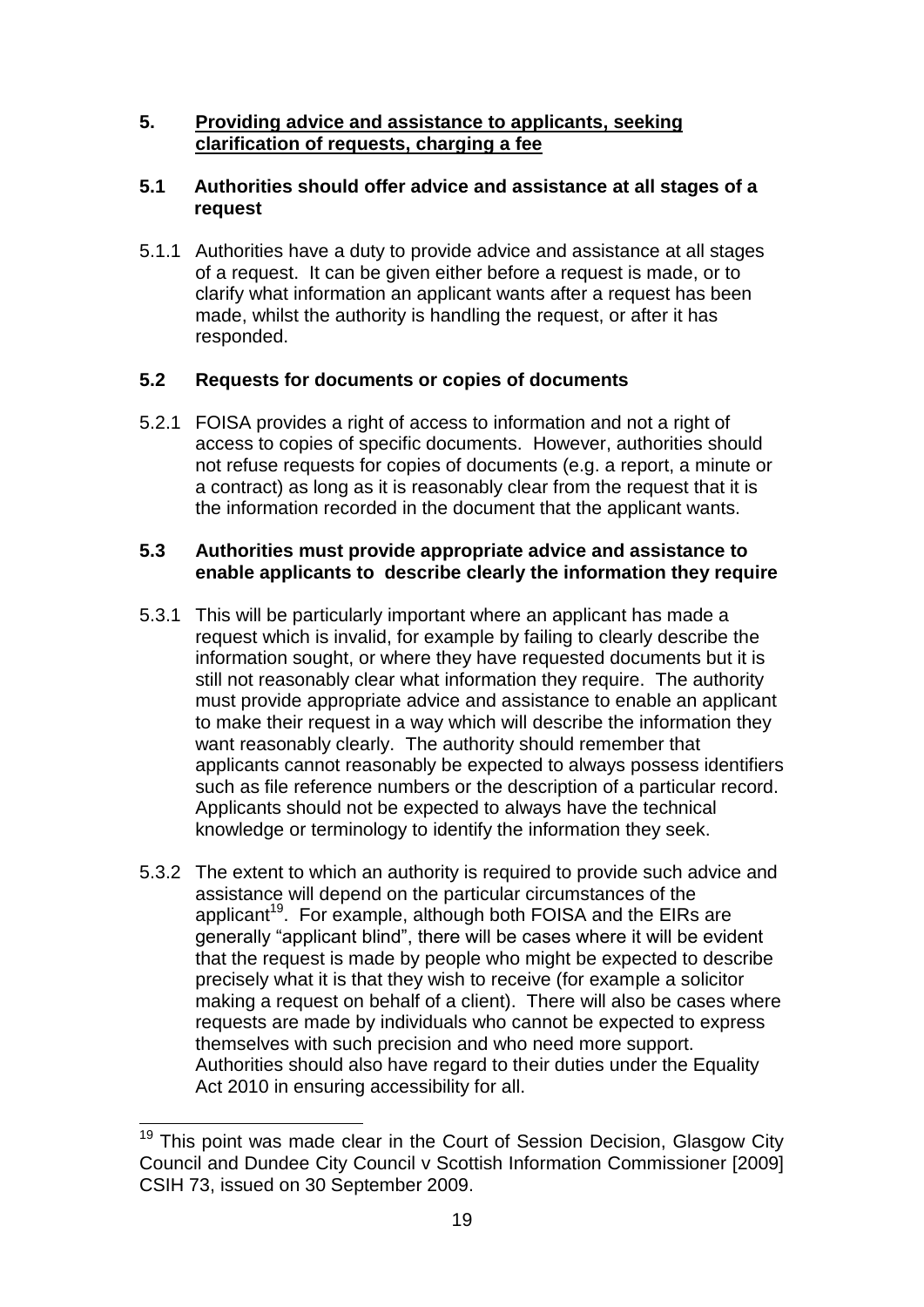## 5. Providing advice and assistance to applicants, seeking clarification of requests, charging a fee

### 5.1 Authorities should offer advice and assistance at all stages of a request

5.1.1 Authorities have a duty to provide advice and assistance at all stages of a request. It can be given either before a request is made, or to clarify what information an applicant wants after a request has been made, whilst the authority is handling the request, or after it has responded.

### 5.2 Requests for documents or copies of documents

5.2.1 FOISA provides a right of access to information and not a right of access to copies of specific documents. However, authorities should not refuse requests for copies of documents (e.g. a report, a minute or a contract) as long as it is reasonably clear from the request that it is the information recorded in the document that the applicant wants.

### 5.3 Authorities must provide appropriate advice and assistance to enable applicants to describe clearly the information they require

5.3.1 This will be particularly important where an applicant has made a request which is invalid, for example by failing to clearly describe the information sought, or where they have requested documents but it is still not reasonably clear what information they require. The authority must provide appropriate advice and assistance to enable an applicant to make their request in a way which will describe the information they want reasonably clearly. The authority should remember that applicants cannot reasonably be expected to always possess identifiers such as file reference numbers or the description of a particular record. Applicants should not be expected to always have the technical knowledge or terminology to identify the information they seek.

5.3.2 The extent to which an authority is required to provide such advice and assistance will depend on the particular circumstances of the applicant[19]. For example, although both FOISA and the EIRs are generally "applicant blind", there will be cases where it will be evident that the request is made by people who might be expected to describe precisely what it is that they wish to receive (for example a solicitor making a request on behalf of a client). There will also be cases where requests are made by individuals who cannot be expected to express themselves with such precision and who need more support. Authorities should also have regard to their duties under the Equality Act 2010 in ensuring accessibility for all.

---

[19] This point was made clear in the Court of Session Decision, Glasgow City Council and Dundee City Council v Scottish Information Commissioner [2009] CSIH 73, issued on 30 September 2009.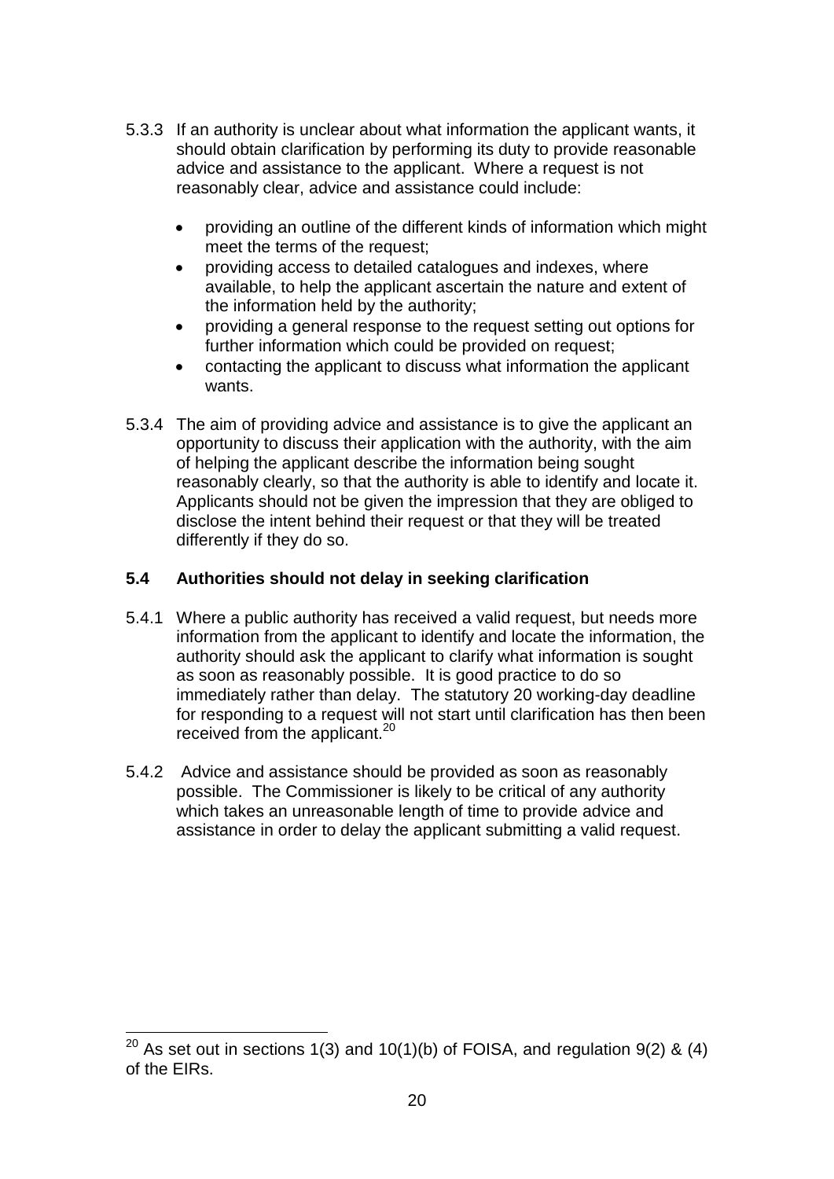5.3.3 If an authority is unclear about what information the applicant wants, it should obtain clarification by performing its duty to provide reasonable advice and assistance to the applicant. Where a request is not reasonably clear, advice and assistance could include:

- providing an outline of the different kinds of information which might meet the terms of the request;
- providing access to detailed catalogues and indexes, where available, to help the applicant ascertain the nature and extent of the information held by the authority;
- providing a general response to the request setting out options for further information which could be provided on request;
- contacting the applicant to discuss what information the applicant wants.

5.3.4 The aim of providing advice and assistance is to give the applicant an opportunity to discuss their application with the authority, with the aim of helping the applicant describe the information being sought reasonably clearly, so that the authority is able to identify and locate it. Applicants should not be given the impression that they are obliged to disclose the intent behind their request or that they will be treated differently if they do so.

### 5.4 Authorities should not delay in seeking clarification

5.4.1 Where a public authority has received a valid request, but needs more information from the applicant to identify and locate the information, the authority should ask the applicant to clarify what information is sought as soon as reasonably possible. It is good practice to do so immediately rather than delay. The statutory 20 working-day deadline for responding to a request will not start until clarification has then been received from the applicant.[20]

5.4.2 Advice and assistance should be provided as soon as reasonably possible. The Commissioner is likely to be critical of any authority which takes an unreasonable length of time to provide advice and assistance in order to delay the applicant submitting a valid request.

[20] As set out in sections 1(3) and 10(1)(b) of FOISA, and regulation 9(2) & (4) of the EIRs.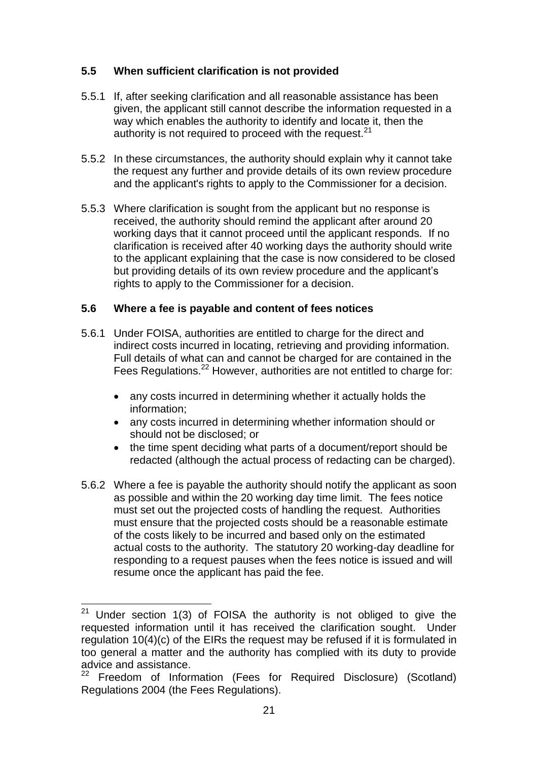### 5.5 When sufficient clarification is not provided

5.5.1 If, after seeking clarification and all reasonable assistance has been given, the applicant still cannot describe the information requested in a way which enables the authority to identify and locate it, then the authority is not required to proceed with the request.[21]

5.5.2 In these circumstances, the authority should explain why it cannot take the request any further and provide details of its own review procedure and the applicant's rights to apply to the Commissioner for a decision.

5.5.3 Where clarification is sought from the applicant but no response is received, the authority should remind the applicant after around 20 working days that it cannot proceed until the applicant responds. If no clarification is received after 40 working days the authority should write to the applicant explaining that the case is now considered to be closed but providing details of its own review procedure and the applicant's rights to apply to the Commissioner for a decision.

### 5.6 Where a fee is payable and content of fees notices

5.6.1 Under FOISA, authorities are entitled to charge for the direct and indirect costs incurred in locating, retrieving and providing information. Full details of what can and cannot be charged for are contained in the Fees Regulations.[22] However, authorities are not entitled to charge for:

- any costs incurred in determining whether it actually holds the information;
- any costs incurred in determining whether information should or should not be disclosed; or
- the time spent deciding what parts of a document/report should be redacted (although the actual process of redacting can be charged).

5.6.2 Where a fee is payable the authority should notify the applicant as soon as possible and within the 20 working day time limit. The fees notice must set out the projected costs of handling the request. Authorities must ensure that the projected costs should be a reasonable estimate of the costs likely to be incurred and based only on the estimated actual costs to the authority. The statutory 20 working-day deadline for responding to a request pauses when the fees notice is issued and will resume once the applicant has paid the fee.

---

[21] Under section 1(3) of FOISA the authority is not obliged to give the requested information until it has received the clarification sought. Under regulation 10(4)(c) of the EIRs the request may be refused if it is formulated in too general a matter and the authority has complied with its duty to provide advice and assistance.

[22] Freedom of Information (Fees for Required Disclosure) (Scotland) Regulations 2004 (the Fees Regulations).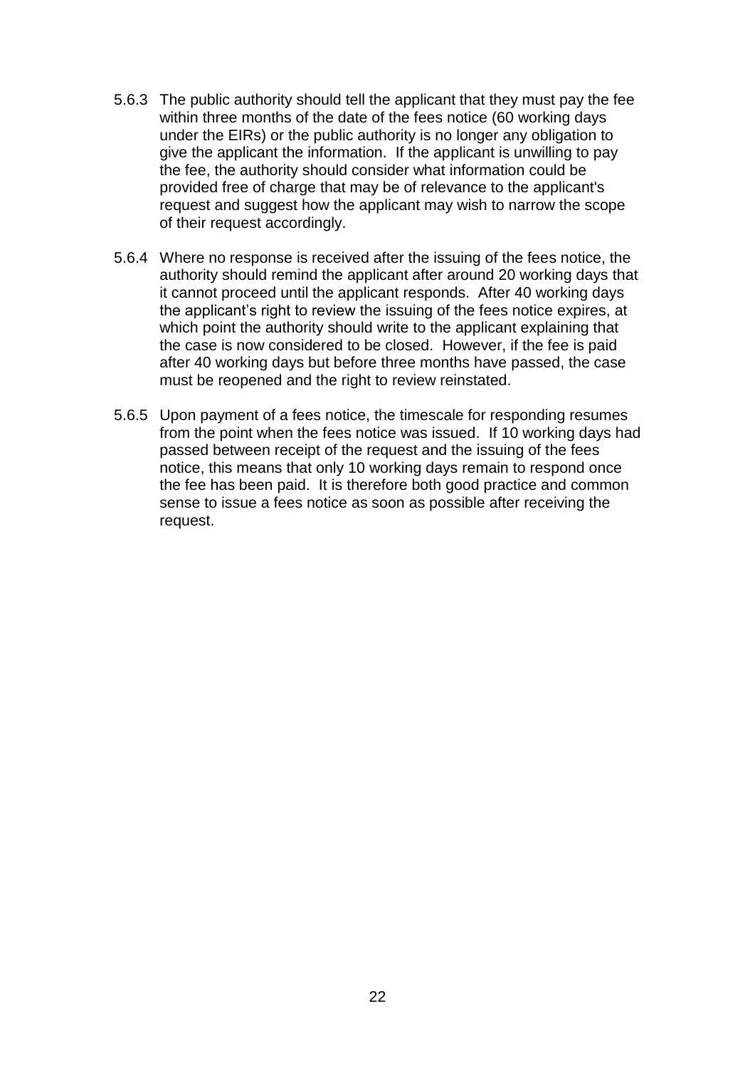5.6.3 The public authority should tell the applicant that they must pay the fee within three months of the date of the fees notice (60 working days under the EIRs) or the public authority is no longer any obligation to give the applicant the information. If the applicant is unwilling to pay the fee, the authority should consider what information could be provided free of charge that may be of relevance to the applicant's request and suggest how the applicant may wish to narrow the scope of their request accordingly.

5.6.4 Where no response is received after the issuing of the fees notice, the authority should remind the applicant after around 20 working days that it cannot proceed until the applicant responds. After 40 working days the applicant's right to review the issuing of the fees notice expires, at which point the authority should write to the applicant explaining that the case is now considered to be closed. However, if the fee is paid after 40 working days but before three months have passed, the case must be reopened and the right to review reinstated.

5.6.5 Upon payment of a fees notice, the timescale for responding resumes from the point when the fees notice was issued. If 10 working days had passed between receipt of the request and the issuing of the fees notice, this means that only 10 working days remain to respond once the fee has been paid. It is therefore both good practice and common sense to issue a fees notice as soon as possible after receiving the request.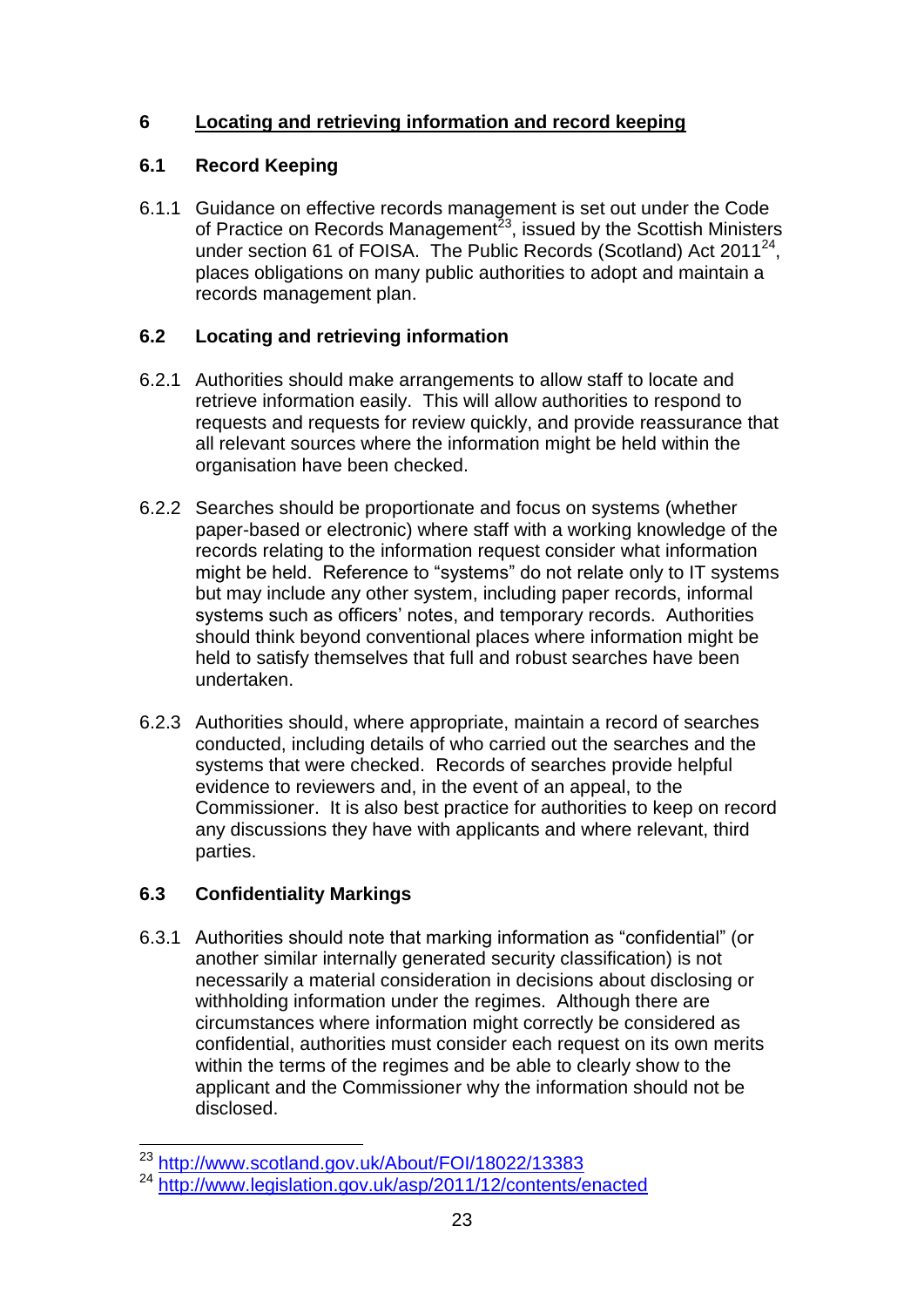## 6 Locating and retrieving information and record keeping

### 6.1 Record Keeping

6.1.1 Guidance on effective records management is set out under the Code of Practice on Records Management[23], issued by the Scottish Ministers under section 61 of FOISA. The Public Records (Scotland) Act 2011[24], places obligations on many public authorities to adopt and maintain a records management plan.

### 6.2 Locating and retrieving information

6.2.1 Authorities should make arrangements to allow staff to locate and retrieve information easily. This will allow authorities to respond to requests and requests for review quickly, and provide reassurance that all relevant sources where the information might be held within the organisation have been checked.

6.2.2 Searches should be proportionate and focus on systems (whether paper-based or electronic) where staff with a working knowledge of the records relating to the information request consider what information might be held. Reference to "systems" do not relate only to IT systems but may include any other system, including paper records, informal systems such as officers' notes, and temporary records. Authorities should think beyond conventional places where information might be held to satisfy themselves that full and robust searches have been undertaken.

6.2.3 Authorities should, where appropriate, maintain a record of searches conducted, including details of who carried out the searches and the systems that were checked. Records of searches provide helpful evidence to reviewers and, in the event of an appeal, to the Commissioner. It is also best practice for authorities to keep on record any discussions they have with applicants and where relevant, third parties.

### 6.3 Confidentiality Markings

6.3.1 Authorities should note that marking information as "confidential" (or another similar internally generated security classification) is not necessarily a material consideration in decisions about disclosing or withholding information under the regimes. Although there are circumstances where information might correctly be considered as confidential, authorities must consider each request on its own merits within the terms of the regimes and be able to clearly show to the applicant and the Commissioner why the information should not be disclosed.

---

[23] http://www.scotland.gov.uk/About/FOI/18022/13383

[24] http://www.legislation.gov.uk/asp/2011/12/contents/enacted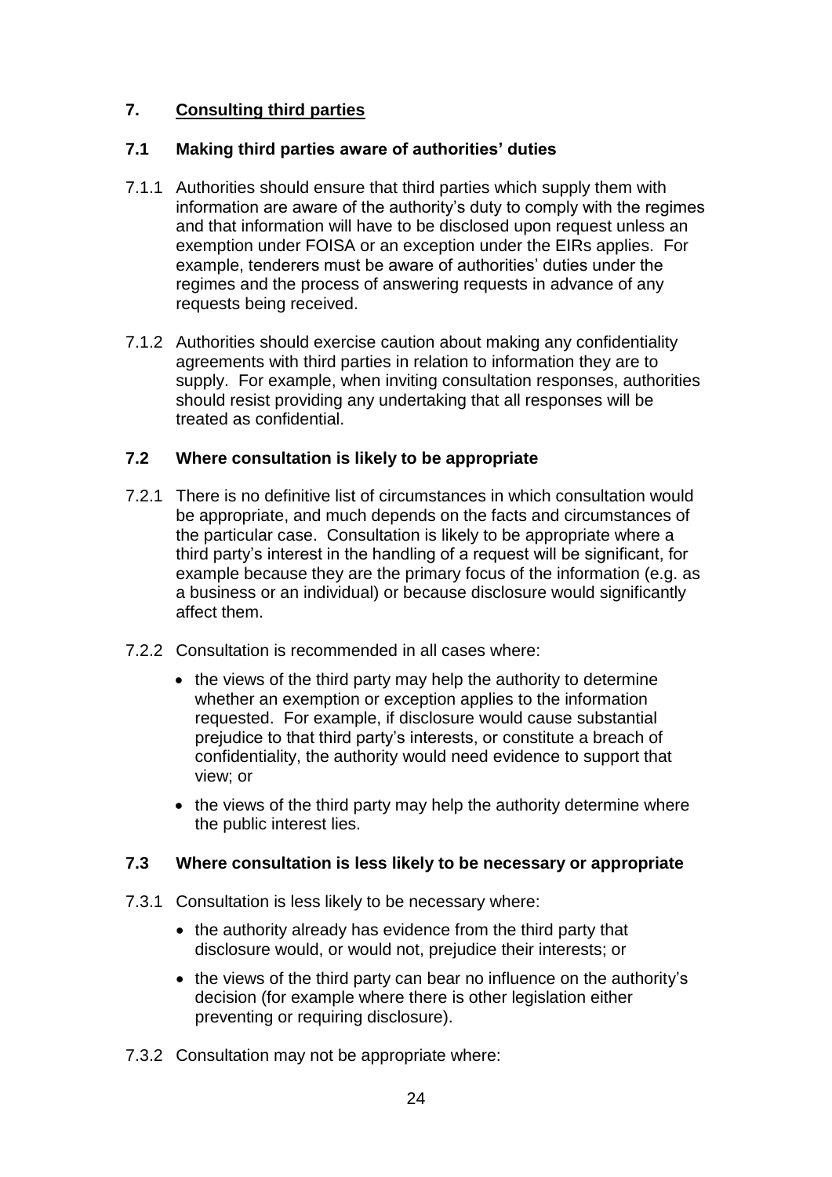## 7. Consulting third parties

### 7.1 Making third parties aware of authorities' duties

7.1.1 Authorities should ensure that third parties which supply them with information are aware of the authority's duty to comply with the regimes and that information will have to be disclosed upon request unless an exemption under FOISA or an exception under the EIRs applies. For example, tenderers must be aware of authorities' duties under the regimes and the process of answering requests in advance of any requests being received.

7.1.2 Authorities should exercise caution about making any confidentiality agreements with third parties in relation to information they are to supply. For example, when inviting consultation responses, authorities should resist providing any undertaking that all responses will be treated as confidential.

### 7.2 Where consultation is likely to be appropriate

7.2.1 There is no definitive list of circumstances in which consultation would be appropriate, and much depends on the facts and circumstances of the particular case. Consultation is likely to be appropriate where a third party's interest in the handling of a request will be significant, for example because they are the primary focus of the information (e.g. as a business or an individual) or because disclosure would significantly affect them.

7.2.2 Consultation is recommended in all cases where:

- the views of the third party may help the authority to determine whether an exemption or exception applies to the information requested. For example, if disclosure would cause substantial prejudice to that third party's interests, or constitute a breach of confidentiality, the authority would need evidence to support that view; or
- the views of the third party may help the authority determine where the public interest lies.

### 7.3 Where consultation is less likely to be necessary or appropriate

7.3.1 Consultation is less likely to be necessary where:

- the authority already has evidence from the third party that disclosure would, or would not, prejudice their interests; or
- the views of the third party can bear no influence on the authority's decision (for example where there is other legislation either preventing or requiring disclosure).

7.3.2 Consultation may not be appropriate where: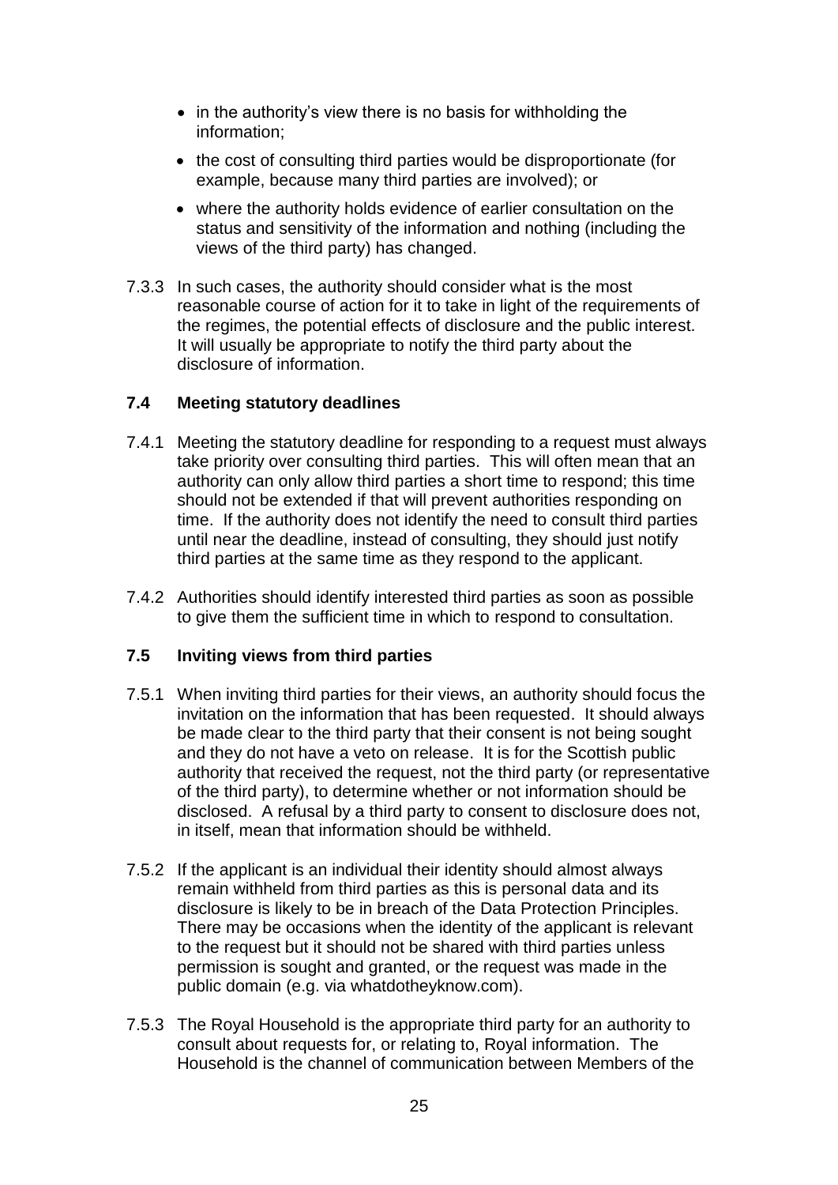- in the authority's view there is no basis for withholding the information;
- the cost of consulting third parties would be disproportionate (for example, because many third parties are involved); or
- where the authority holds evidence of earlier consultation on the status and sensitivity of the information and nothing (including the views of the third party) has changed.

7.3.3 In such cases, the authority should consider what is the most reasonable course of action for it to take in light of the requirements of the regimes, the potential effects of disclosure and the public interest. It will usually be appropriate to notify the third party about the disclosure of information.

### 7.4 Meeting statutory deadlines

7.4.1 Meeting the statutory deadline for responding to a request must always take priority over consulting third parties. This will often mean that an authority can only allow third parties a short time to respond; this time should not be extended if that will prevent authorities responding on time. If the authority does not identify the need to consult third parties until near the deadline, instead of consulting, they should just notify third parties at the same time as they respond to the applicant.

7.4.2 Authorities should identify interested third parties as soon as possible to give them the sufficient time in which to respond to consultation.

### 7.5 Inviting views from third parties

7.5.1 When inviting third parties for their views, an authority should focus the invitation on the information that has been requested. It should always be made clear to the third party that their consent is not being sought and they do not have a veto on release. It is for the Scottish public authority that received the request, not the third party (or representative of the third party), to determine whether or not information should be disclosed. A refusal by a third party to consent to disclosure does not, in itself, mean that information should be withheld.

7.5.2 If the applicant is an individual their identity should almost always remain withheld from third parties as this is personal data and its disclosure is likely to be in breach of the Data Protection Principles. There may be occasions when the identity of the applicant is relevant to the request but it should not be shared with third parties unless permission is sought and granted, or the request was made in the public domain (e.g. via whatdotheyknow.com).

7.5.3 The Royal Household is the appropriate third party for an authority to consult about requests for, or relating to, Royal information. The Household is the channel of communication between Members of the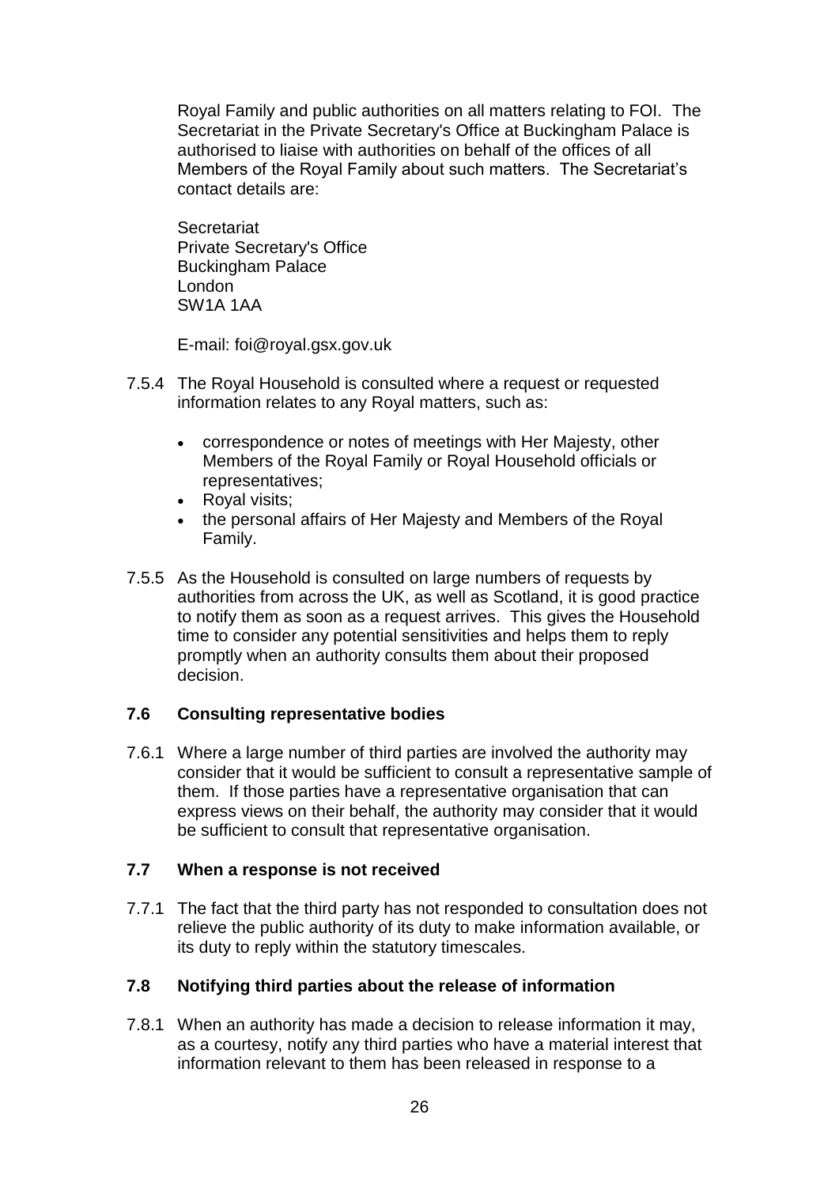Royal Family and public authorities on all matters relating to FOI. The Secretariat in the Private Secretary's Office at Buckingham Palace is authorised to liaise with authorities on behalf of the offices of all Members of the Royal Family about such matters. The Secretariat's contact details are:

Secretariat
Private Secretary's Office
Buckingham Palace
London
SW1A 1AA

E-mail: foi@royal.gsx.gov.uk

7.5.4 The Royal Household is consulted where a request or requested information relates to any Royal matters, such as:

- correspondence or notes of meetings with Her Majesty, other Members of the Royal Family or Royal Household officials or representatives;
- Royal visits;
- the personal affairs of Her Majesty and Members of the Royal Family.

7.5.5 As the Household is consulted on large numbers of requests by authorities from across the UK, as well as Scotland, it is good practice to notify them as soon as a request arrives. This gives the Household time to consider any potential sensitivities and helps them to reply promptly when an authority consults them about their proposed decision.

### 7.6 Consulting representative bodies

7.6.1 Where a large number of third parties are involved the authority may consider that it would be sufficient to consult a representative sample of them. If those parties have a representative organisation that can express views on their behalf, the authority may consider that it would be sufficient to consult that representative organisation.

### 7.7 When a response is not received

7.7.1 The fact that the third party has not responded to consultation does not relieve the public authority of its duty to make information available, or its duty to reply within the statutory timescales.

### 7.8 Notifying third parties about the release of information

7.8.1 When an authority has made a decision to release information it may, as a courtesy, notify any third parties who have a material interest that information relevant to them has been released in response to a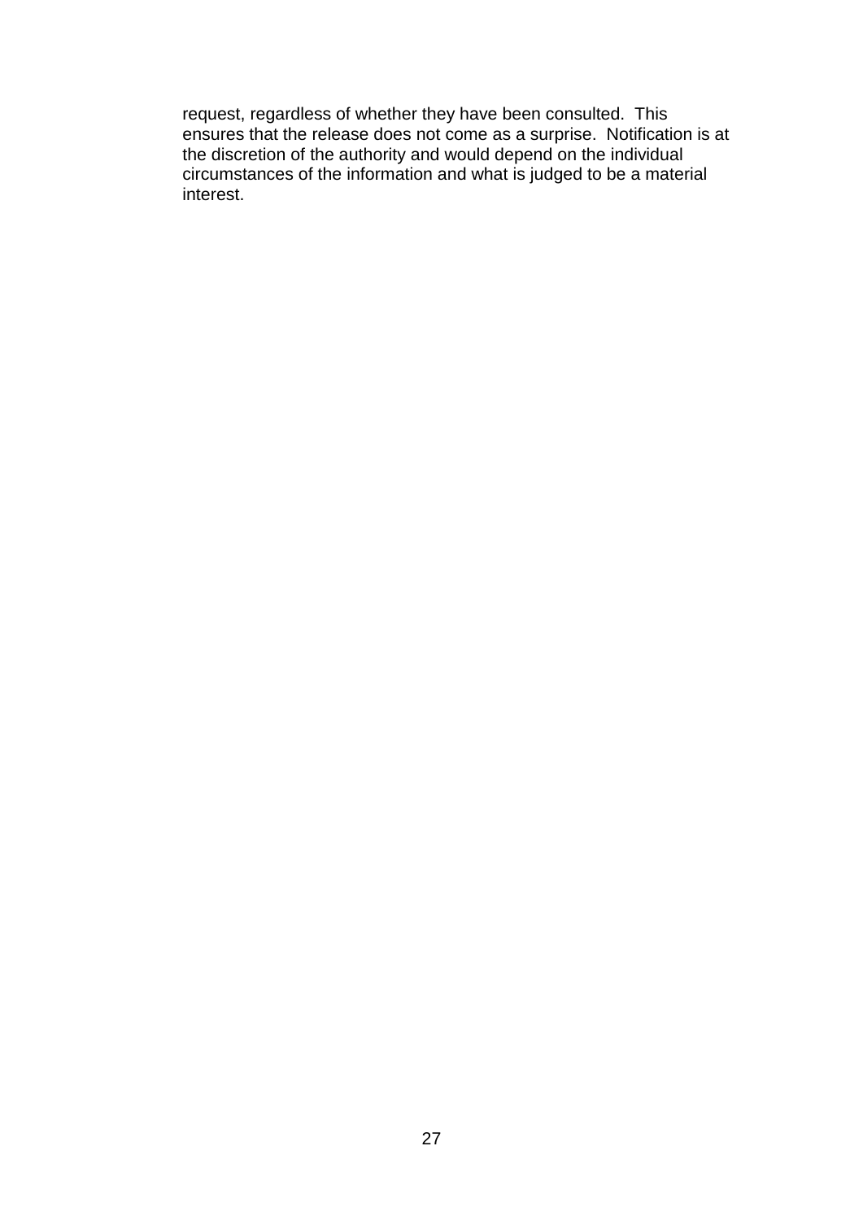request, regardless of whether they have been consulted.  This ensures that the release does not come as a surprise.  Notification is at the discretion of the authority and would depend on the individual circumstances of the information and what is judged to be a material interest.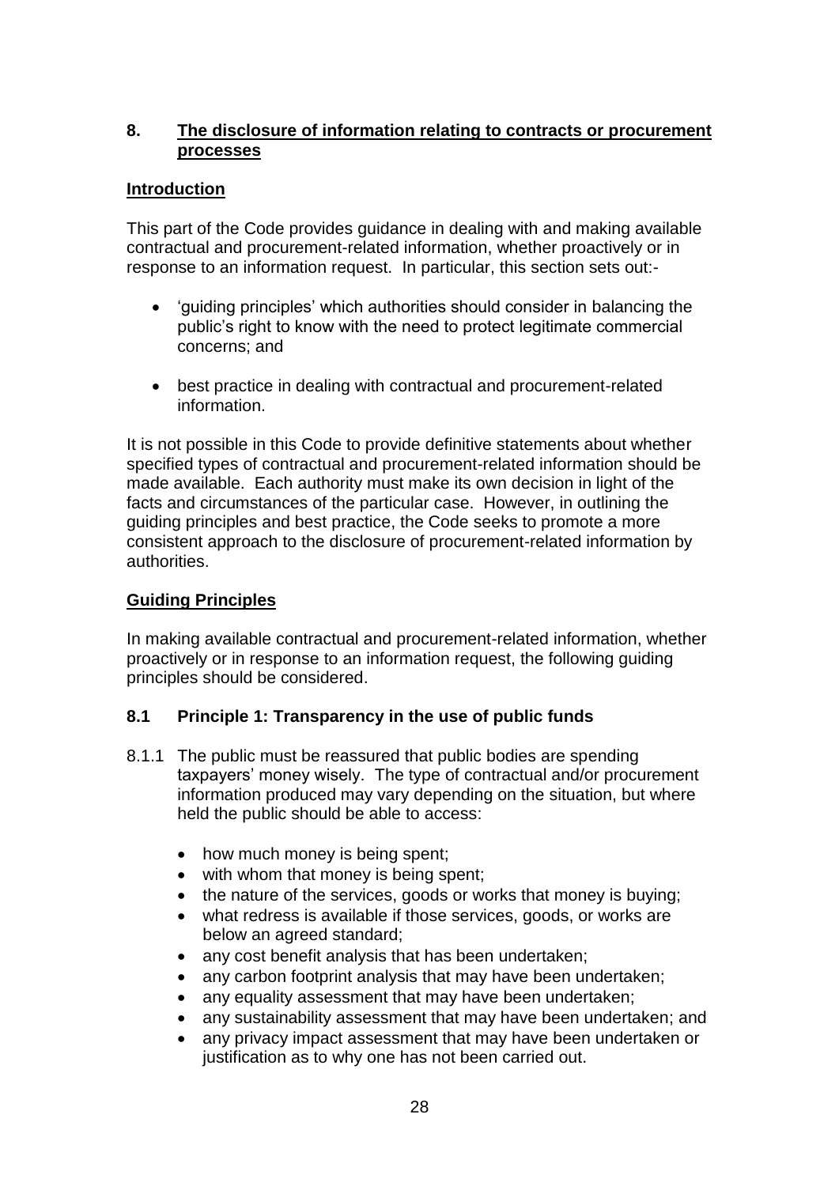## 8. The disclosure of information relating to contracts or procurement processes

### Introduction

This part of the Code provides guidance in dealing with and making available contractual and procurement-related information, whether proactively or in response to an information request. In particular, this section sets out:-

- 'guiding principles' which authorities should consider in balancing the public's right to know with the need to protect legitimate commercial concerns; and
- best practice in dealing with contractual and procurement-related information.

It is not possible in this Code to provide definitive statements about whether specified types of contractual and procurement-related information should be made available. Each authority must make its own decision in light of the facts and circumstances of the particular case. However, in outlining the guiding principles and best practice, the Code seeks to promote a more consistent approach to the disclosure of procurement-related information by authorities.

### Guiding Principles

In making available contractual and procurement-related information, whether proactively or in response to an information request, the following guiding principles should be considered.

### 8.1 Principle 1: Transparency in the use of public funds

8.1.1 The public must be reassured that public bodies are spending taxpayers' money wisely. The type of contractual and/or procurement information produced may vary depending on the situation, but where held the public should be able to access:

- how much money is being spent;
- with whom that money is being spent;
- the nature of the services, goods or works that money is buying;
- what redress is available if those services, goods, or works are below an agreed standard;
- any cost benefit analysis that has been undertaken;
- any carbon footprint analysis that may have been undertaken;
- any equality assessment that may have been undertaken;
- any sustainability assessment that may have been undertaken; and
- any privacy impact assessment that may have been undertaken or justification as to why one has not been carried out.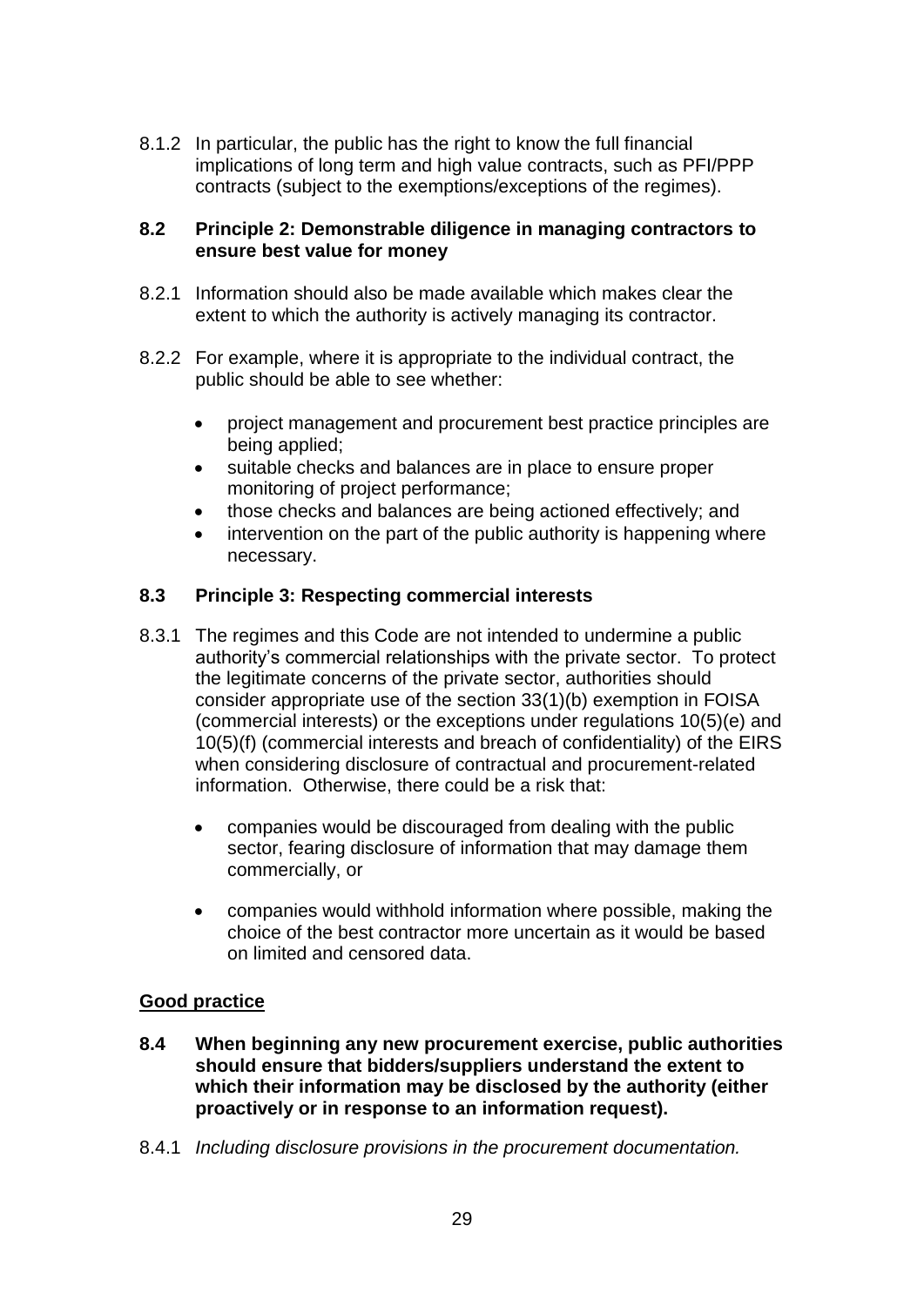8.1.2 In particular, the public has the right to know the full financial implications of long term and high value contracts, such as PFI/PPP contracts (subject to the exemptions/exceptions of the regimes).

**8.2 Principle 2: Demonstrable diligence in managing contractors to ensure best value for money**

8.2.1 Information should also be made available which makes clear the extent to which the authority is actively managing its contractor.

8.2.2 For example, where it is appropriate to the individual contract, the public should be able to see whether:

- project management and procurement best practice principles are being applied;
- suitable checks and balances are in place to ensure proper monitoring of project performance;
- those checks and balances are being actioned effectively; and
- intervention on the part of the public authority is happening where necessary.

**8.3 Principle 3: Respecting commercial interests**

8.3.1 The regimes and this Code are not intended to undermine a public authority's commercial relationships with the private sector. To protect the legitimate concerns of the private sector, authorities should consider appropriate use of the section 33(1)(b) exemption in FOISA (commercial interests) or the exceptions under regulations 10(5)(e) and 10(5)(f) (commercial interests and breach of confidentiality) of the EIRS when considering disclosure of contractual and procurement-related information. Otherwise, there could be a risk that:

- companies would be discouraged from dealing with the public sector, fearing disclosure of information that may damage them commercially, or
- companies would withhold information where possible, making the choice of the best contractor more uncertain as it would be based on limited and censored data.

**Good practice**

**8.4 When beginning any new procurement exercise, public authorities should ensure that bidders/suppliers understand the extent to which their information may be disclosed by the authority (either proactively or in response to an information request).**

8.4.1 *Including disclosure provisions in the procurement documentation.*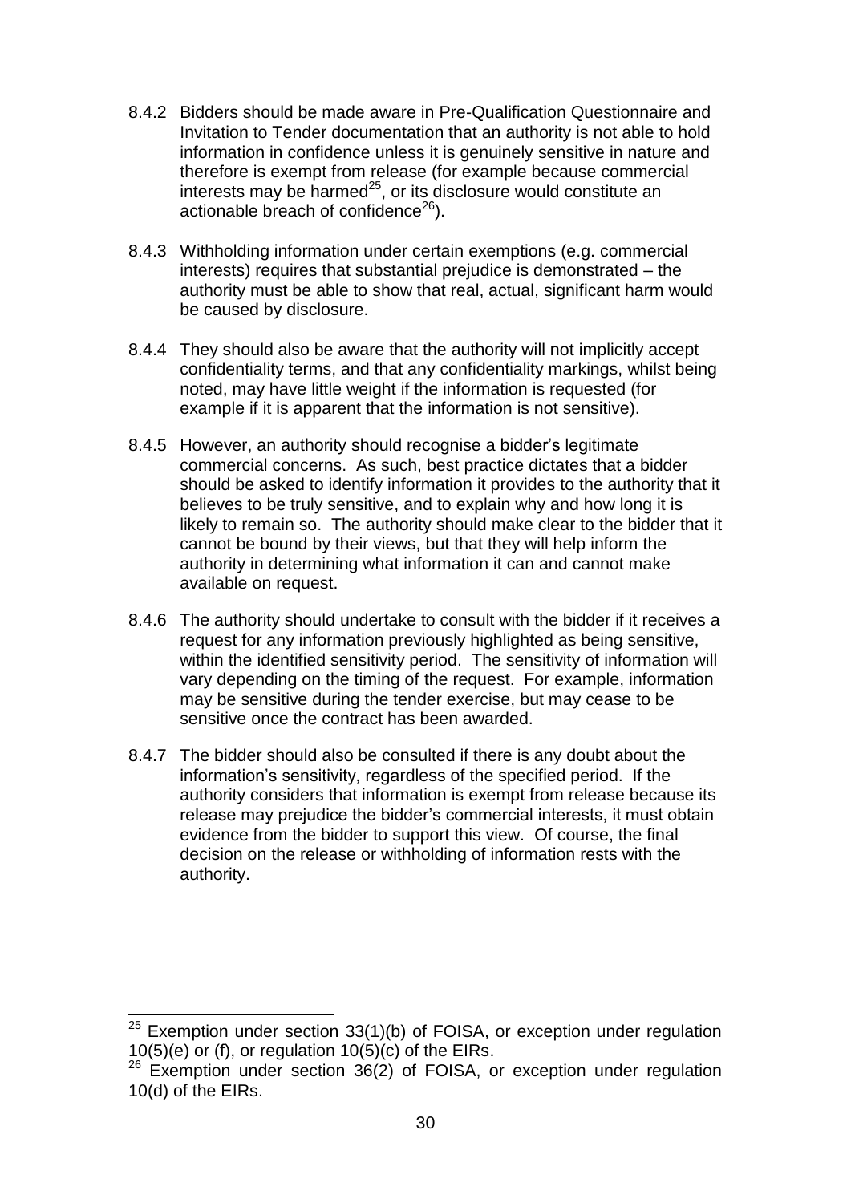8.4.2 Bidders should be made aware in Pre-Qualification Questionnaire and Invitation to Tender documentation that an authority is not able to hold information in confidence unless it is genuinely sensitive in nature and therefore is exempt from release (for example because commercial interests may be harmed[25], or its disclosure would constitute an actionable breach of confidence[26]).

8.4.3 Withholding information under certain exemptions (e.g. commercial interests) requires that substantial prejudice is demonstrated – the authority must be able to show that real, actual, significant harm would be caused by disclosure.

8.4.4 They should also be aware that the authority will not implicitly accept confidentiality terms, and that any confidentiality markings, whilst being noted, may have little weight if the information is requested (for example if it is apparent that the information is not sensitive).

8.4.5 However, an authority should recognise a bidder's legitimate commercial concerns. As such, best practice dictates that a bidder should be asked to identify information it provides to the authority that it believes to be truly sensitive, and to explain why and how long it is likely to remain so. The authority should make clear to the bidder that it cannot be bound by their views, but that they will help inform the authority in determining what information it can and cannot make available on request.

8.4.6 The authority should undertake to consult with the bidder if it receives a request for any information previously highlighted as being sensitive, within the identified sensitivity period. The sensitivity of information will vary depending on the timing of the request. For example, information may be sensitive during the tender exercise, but may cease to be sensitive once the contract has been awarded.

8.4.7 The bidder should also be consulted if there is any doubt about the information's sensitivity, regardless of the specified period. If the authority considers that information is exempt from release because its release may prejudice the bidder's commercial interests, it must obtain evidence from the bidder to support this view. Of course, the final decision on the release or withholding of information rests with the authority.

---

[25] Exemption under section 33(1)(b) of FOISA, or exception under regulation 10(5)(e) or (f), or regulation 10(5)(c) of the EIRs.

[26] Exemption under section 36(2) of FOISA, or exception under regulation 10(d) of the EIRs.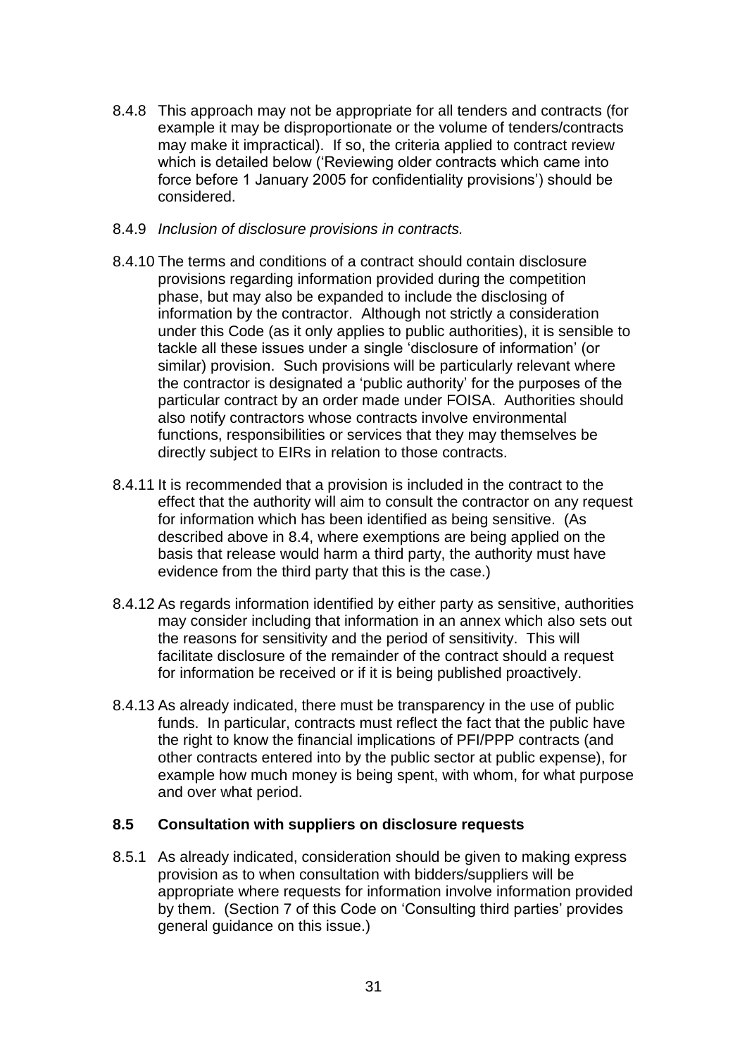8.4.8 This approach may not be appropriate for all tenders and contracts (for example it may be disproportionate or the volume of tenders/contracts may make it impractical). If so, the criteria applied to contract review which is detailed below ('Reviewing older contracts which came into force before 1 January 2005 for confidentiality provisions') should be considered.

8.4.9 *Inclusion of disclosure provisions in contracts.*

8.4.10 The terms and conditions of a contract should contain disclosure provisions regarding information provided during the competition phase, but may also be expanded to include the disclosing of information by the contractor. Although not strictly a consideration under this Code (as it only applies to public authorities), it is sensible to tackle all these issues under a single 'disclosure of information' (or similar) provision. Such provisions will be particularly relevant where the contractor is designated a 'public authority' for the purposes of the particular contract by an order made under FOISA. Authorities should also notify contractors whose contracts involve environmental functions, responsibilities or services that they may themselves be directly subject to EIRs in relation to those contracts.

8.4.11 It is recommended that a provision is included in the contract to the effect that the authority will aim to consult the contractor on any request for information which has been identified as being sensitive. (As described above in 8.4, where exemptions are being applied on the basis that release would harm a third party, the authority must have evidence from the third party that this is the case.)

8.4.12 As regards information identified by either party as sensitive, authorities may consider including that information in an annex which also sets out the reasons for sensitivity and the period of sensitivity. This will facilitate disclosure of the remainder of the contract should a request for information be received or if it is being published proactively.

8.4.13 As already indicated, there must be transparency in the use of public funds. In particular, contracts must reflect the fact that the public have the right to know the financial implications of PFI/PPP contracts (and other contracts entered into by the public sector at public expense), for example how much money is being spent, with whom, for what purpose and over what period.

### 8.5 Consultation with suppliers on disclosure requests

8.5.1 As already indicated, consideration should be given to making express provision as to when consultation with bidders/suppliers will be appropriate where requests for information involve information provided by them. (Section 7 of this Code on 'Consulting third parties' provides general guidance on this issue.)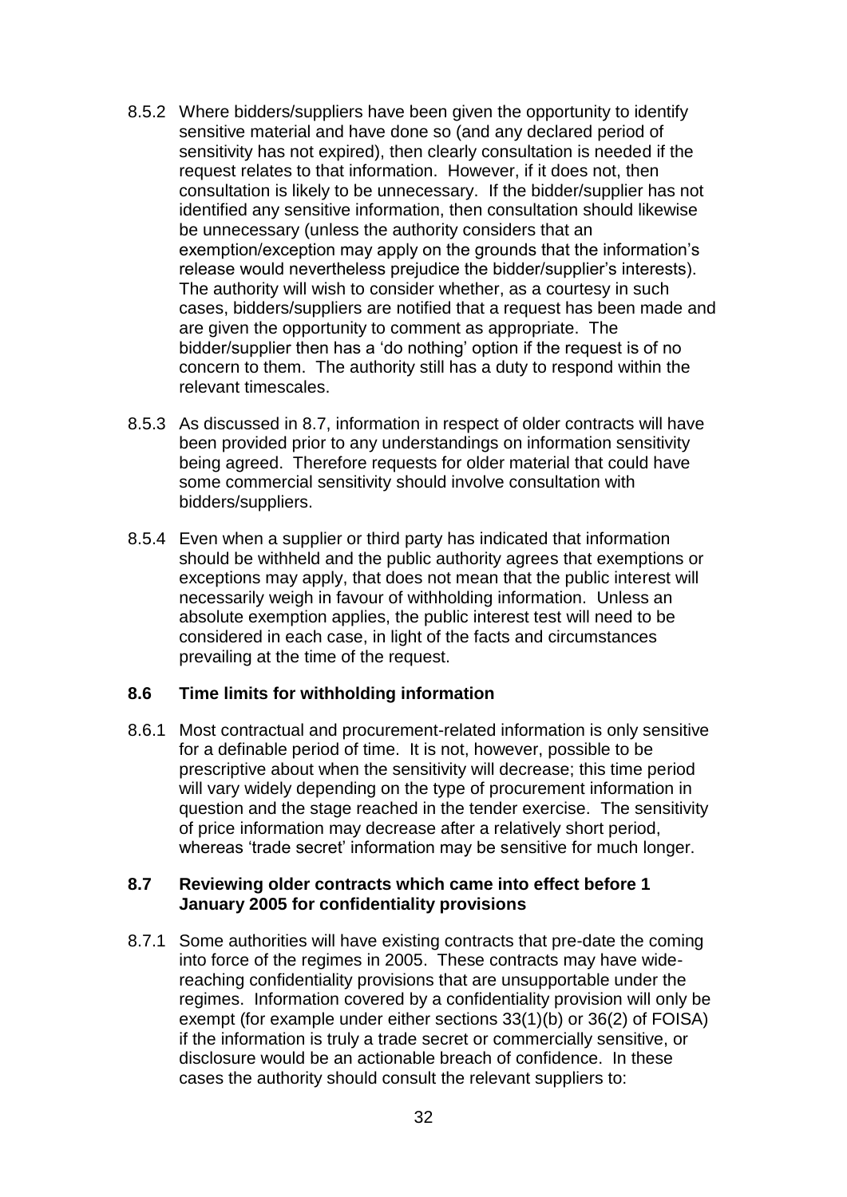8.5.2 Where bidders/suppliers have been given the opportunity to identify sensitive material and have done so (and any declared period of sensitivity has not expired), then clearly consultation is needed if the request relates to that information. However, if it does not, then consultation is likely to be unnecessary. If the bidder/supplier has not identified any sensitive information, then consultation should likewise be unnecessary (unless the authority considers that an exemption/exception may apply on the grounds that the information's release would nevertheless prejudice the bidder/supplier's interests). The authority will wish to consider whether, as a courtesy in such cases, bidders/suppliers are notified that a request has been made and are given the opportunity to comment as appropriate. The bidder/supplier then has a 'do nothing' option if the request is of no concern to them. The authority still has a duty to respond within the relevant timescales.

8.5.3 As discussed in 8.7, information in respect of older contracts will have been provided prior to any understandings on information sensitivity being agreed. Therefore requests for older material that could have some commercial sensitivity should involve consultation with bidders/suppliers.

8.5.4 Even when a supplier or third party has indicated that information should be withheld and the public authority agrees that exemptions or exceptions may apply, that does not mean that the public interest will necessarily weigh in favour of withholding information. Unless an absolute exemption applies, the public interest test will need to be considered in each case, in light of the facts and circumstances prevailing at the time of the request.

### 8.6 Time limits for withholding information

8.6.1 Most contractual and procurement-related information is only sensitive for a definable period of time. It is not, however, possible to be prescriptive about when the sensitivity will decrease; this time period will vary widely depending on the type of procurement information in question and the stage reached in the tender exercise. The sensitivity of price information may decrease after a relatively short period, whereas 'trade secret' information may be sensitive for much longer.

### 8.7 Reviewing older contracts which came into effect before 1 January 2005 for confidentiality provisions

8.7.1 Some authorities will have existing contracts that pre-date the coming into force of the regimes in 2005. These contracts may have wide-reaching confidentiality provisions that are unsupportable under the regimes. Information covered by a confidentiality provision will only be exempt (for example under either sections 33(1)(b) or 36(2) of FOISA) if the information is truly a trade secret or commercially sensitive, or disclosure would be an actionable breach of confidence. In these cases the authority should consult the relevant suppliers to: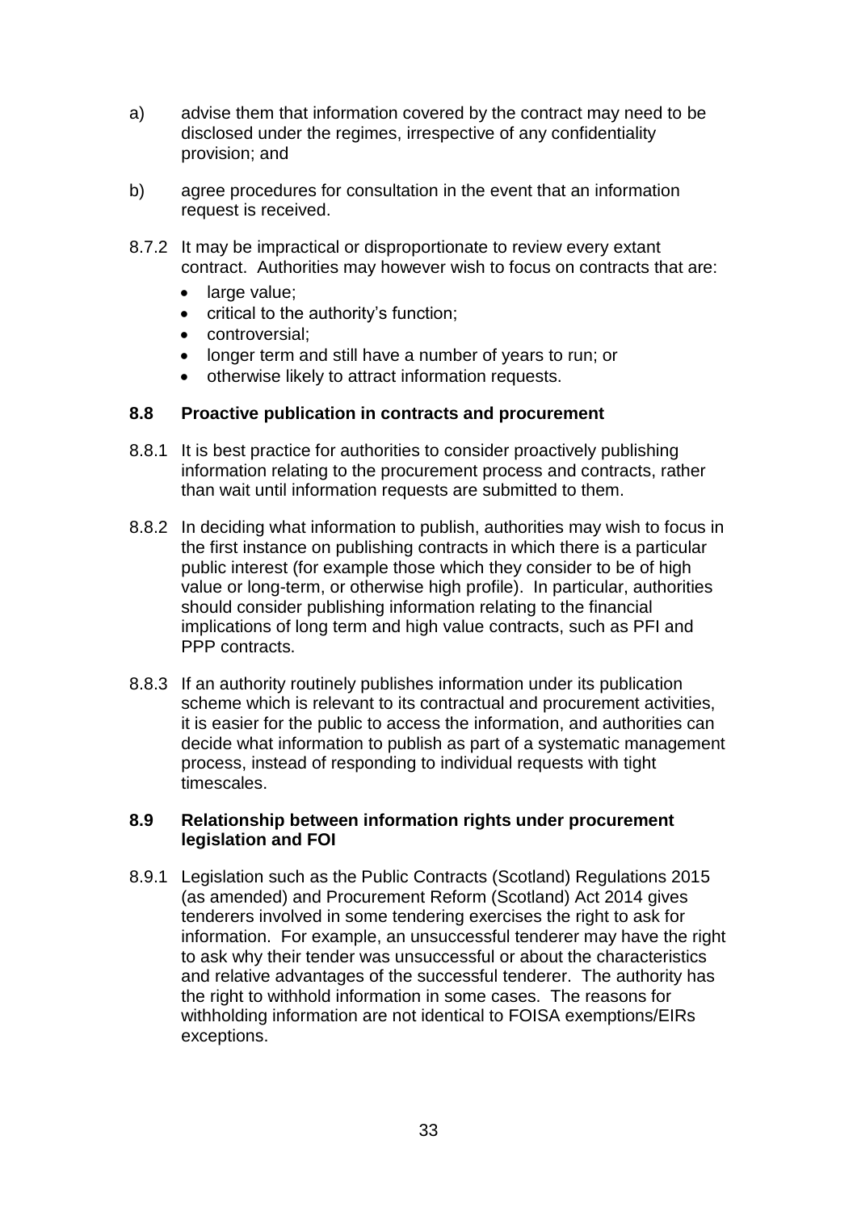a) advise them that information covered by the contract may need to be disclosed under the regimes, irrespective of any confidentiality provision; and

b) agree procedures for consultation in the event that an information request is received.

8.7.2 It may be impractical or disproportionate to review every extant contract. Authorities may however wish to focus on contracts that are:

- large value;
- critical to the authority's function;
- controversial;
- longer term and still have a number of years to run; or
- otherwise likely to attract information requests.

### 8.8 Proactive publication in contracts and procurement

8.8.1 It is best practice for authorities to consider proactively publishing information relating to the procurement process and contracts, rather than wait until information requests are submitted to them.

8.8.2 In deciding what information to publish, authorities may wish to focus in the first instance on publishing contracts in which there is a particular public interest (for example those which they consider to be of high value or long-term, or otherwise high profile). In particular, authorities should consider publishing information relating to the financial implications of long term and high value contracts, such as PFI and PPP contracts.

8.8.3 If an authority routinely publishes information under its publication scheme which is relevant to its contractual and procurement activities, it is easier for the public to access the information, and authorities can decide what information to publish as part of a systematic management process, instead of responding to individual requests with tight timescales.

### 8.9 Relationship between information rights under procurement legislation and FOI

8.9.1 Legislation such as the Public Contracts (Scotland) Regulations 2015 (as amended) and Procurement Reform (Scotland) Act 2014 gives tenderers involved in some tendering exercises the right to ask for information. For example, an unsuccessful tenderer may have the right to ask why their tender was unsuccessful or about the characteristics and relative advantages of the successful tenderer. The authority has the right to withhold information in some cases. The reasons for withholding information are not identical to FOISA exemptions/EIRs exceptions.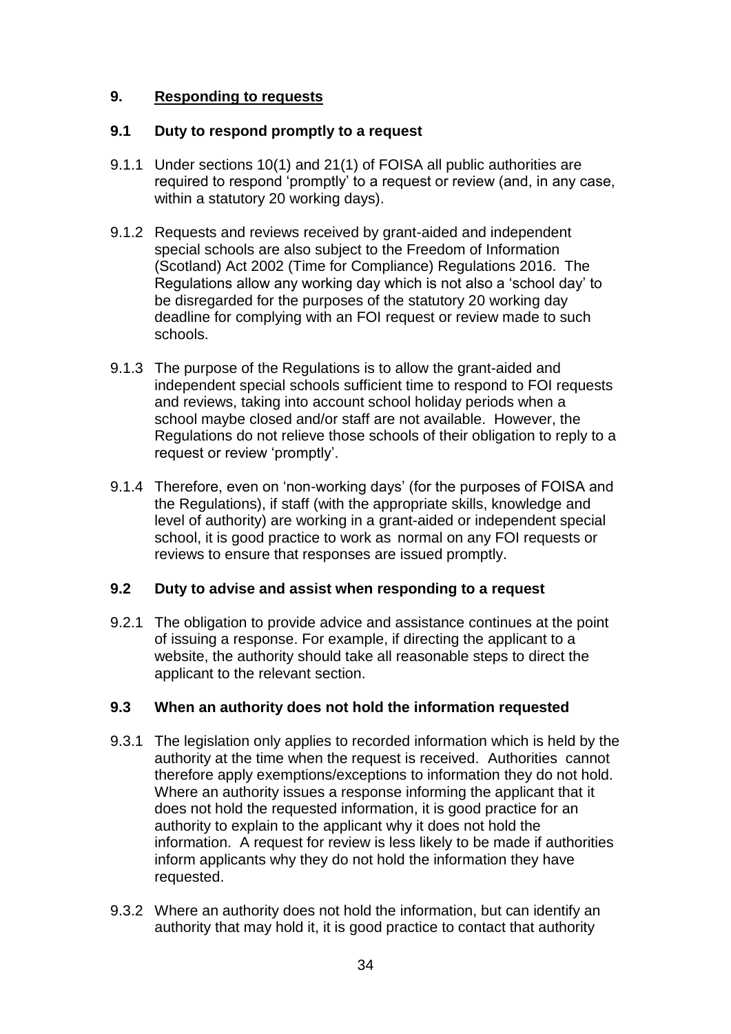## 9. Responding to requests

### 9.1 Duty to respond promptly to a request

9.1.1 Under sections 10(1) and 21(1) of FOISA all public authorities are required to respond 'promptly' to a request or review (and, in any case, within a statutory 20 working days).

9.1.2 Requests and reviews received by grant-aided and independent special schools are also subject to the Freedom of Information (Scotland) Act 2002 (Time for Compliance) Regulations 2016. The Regulations allow any working day which is not also a 'school day' to be disregarded for the purposes of the statutory 20 working day deadline for complying with an FOI request or review made to such schools.

9.1.3 The purpose of the Regulations is to allow the grant-aided and independent special schools sufficient time to respond to FOI requests and reviews, taking into account school holiday periods when a school maybe closed and/or staff are not available. However, the Regulations do not relieve those schools of their obligation to reply to a request or review 'promptly'.

9.1.4 Therefore, even on 'non-working days' (for the purposes of FOISA and the Regulations), if staff (with the appropriate skills, knowledge and level of authority) are working in a grant-aided or independent special school, it is good practice to work as normal on any FOI requests or reviews to ensure that responses are issued promptly.

### 9.2 Duty to advise and assist when responding to a request

9.2.1 The obligation to provide advice and assistance continues at the point of issuing a response. For example, if directing the applicant to a website, the authority should take all reasonable steps to direct the applicant to the relevant section.

### 9.3 When an authority does not hold the information requested

9.3.1 The legislation only applies to recorded information which is held by the authority at the time when the request is received. Authorities cannot therefore apply exemptions/exceptions to information they do not hold. Where an authority issues a response informing the applicant that it does not hold the requested information, it is good practice for an authority to explain to the applicant why it does not hold the information. A request for review is less likely to be made if authorities inform applicants why they do not hold the information they have requested.

9.3.2 Where an authority does not hold the information, but can identify an authority that may hold it, it is good practice to contact that authority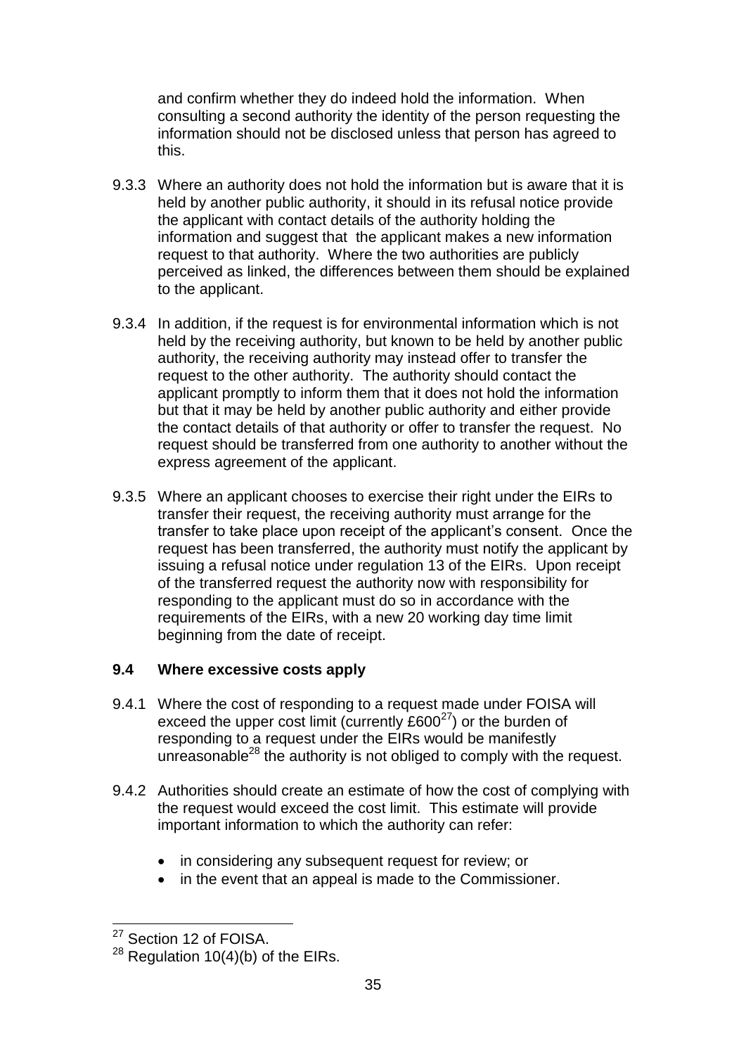and confirm whether they do indeed hold the information. When consulting a second authority the identity of the person requesting the information should not be disclosed unless that person has agreed to this.

9.3.3 Where an authority does not hold the information but is aware that it is held by another public authority, it should in its refusal notice provide the applicant with contact details of the authority holding the information and suggest that the applicant makes a new information request to that authority. Where the two authorities are publicly perceived as linked, the differences between them should be explained to the applicant.

9.3.4 In addition, if the request is for environmental information which is not held by the receiving authority, but known to be held by another public authority, the receiving authority may instead offer to transfer the request to the other authority. The authority should contact the applicant promptly to inform them that it does not hold the information but that it may be held by another public authority and either provide the contact details of that authority or offer to transfer the request. No request should be transferred from one authority to another without the express agreement of the applicant.

9.3.5 Where an applicant chooses to exercise their right under the EIRs to transfer their request, the receiving authority must arrange for the transfer to take place upon receipt of the applicant's consent. Once the request has been transferred, the authority must notify the applicant by issuing a refusal notice under regulation 13 of the EIRs. Upon receipt of the transferred request the authority now with responsibility for responding to the applicant must do so in accordance with the requirements of the EIRs, with a new 20 working day time limit beginning from the date of receipt.

### 9.4 Where excessive costs apply

9.4.1 Where the cost of responding to a request made under FOISA will exceed the upper cost limit (currently £600[27]) or the burden of responding to a request under the EIRs would be manifestly unreasonable[28] the authority is not obliged to comply with the request.

9.4.2 Authorities should create an estimate of how the cost of complying with the request would exceed the cost limit. This estimate will provide important information to which the authority can refer:

- in considering any subsequent request for review; or
- in the event that an appeal is made to the Commissioner.

---

[27] Section 12 of FOISA.

[28] Regulation 10(4)(b) of the EIRs.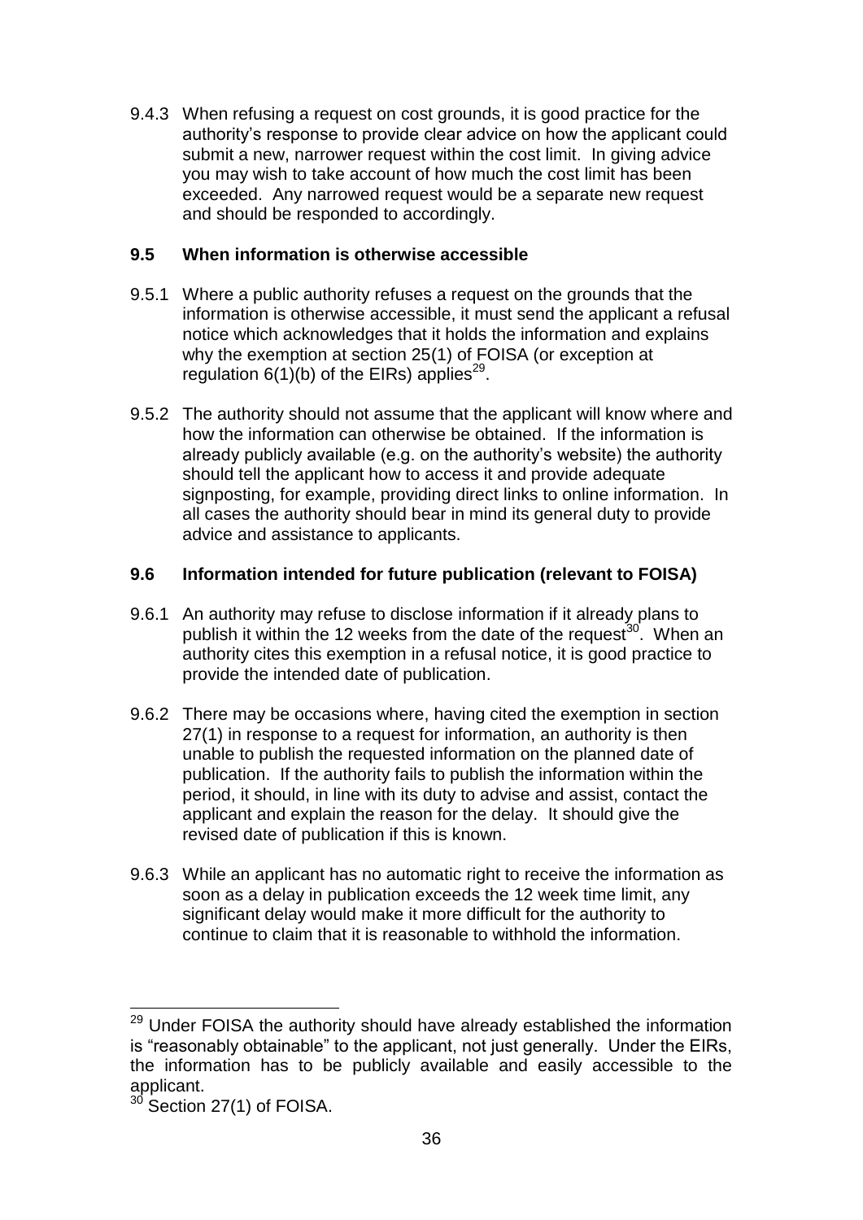9.4.3 When refusing a request on cost grounds, it is good practice for the authority's response to provide clear advice on how the applicant could submit a new, narrower request within the cost limit. In giving advice you may wish to take account of how much the cost limit has been exceeded. Any narrowed request would be a separate new request and should be responded to accordingly.

### 9.5 When information is otherwise accessible

9.5.1 Where a public authority refuses a request on the grounds that the information is otherwise accessible, it must send the applicant a refusal notice which acknowledges that it holds the information and explains why the exemption at section 25(1) of FOISA (or exception at regulation 6(1)(b) of the EIRs) applies[29].

9.5.2 The authority should not assume that the applicant will know where and how the information can otherwise be obtained. If the information is already publicly available (e.g. on the authority's website) the authority should tell the applicant how to access it and provide adequate signposting, for example, providing direct links to online information. In all cases the authority should bear in mind its general duty to provide advice and assistance to applicants.

### 9.6 Information intended for future publication (relevant to FOISA)

9.6.1 An authority may refuse to disclose information if it already plans to publish it within the 12 weeks from the date of the request[30]. When an authority cites this exemption in a refusal notice, it is good practice to provide the intended date of publication.

9.6.2 There may be occasions where, having cited the exemption in section 27(1) in response to a request for information, an authority is then unable to publish the requested information on the planned date of publication. If the authority fails to publish the information within the period, it should, in line with its duty to advise and assist, contact the applicant and explain the reason for the delay. It should give the revised date of publication if this is known.

9.6.3 While an applicant has no automatic right to receive the information as soon as a delay in publication exceeds the 12 week time limit, any significant delay would make it more difficult for the authority to continue to claim that it is reasonable to withhold the information.

---

[29] Under FOISA the authority should have already established the information is "reasonably obtainable" to the applicant, not just generally. Under the EIRs, the information has to be publicly available and easily accessible to the applicant.

[30] Section 27(1) of FOISA.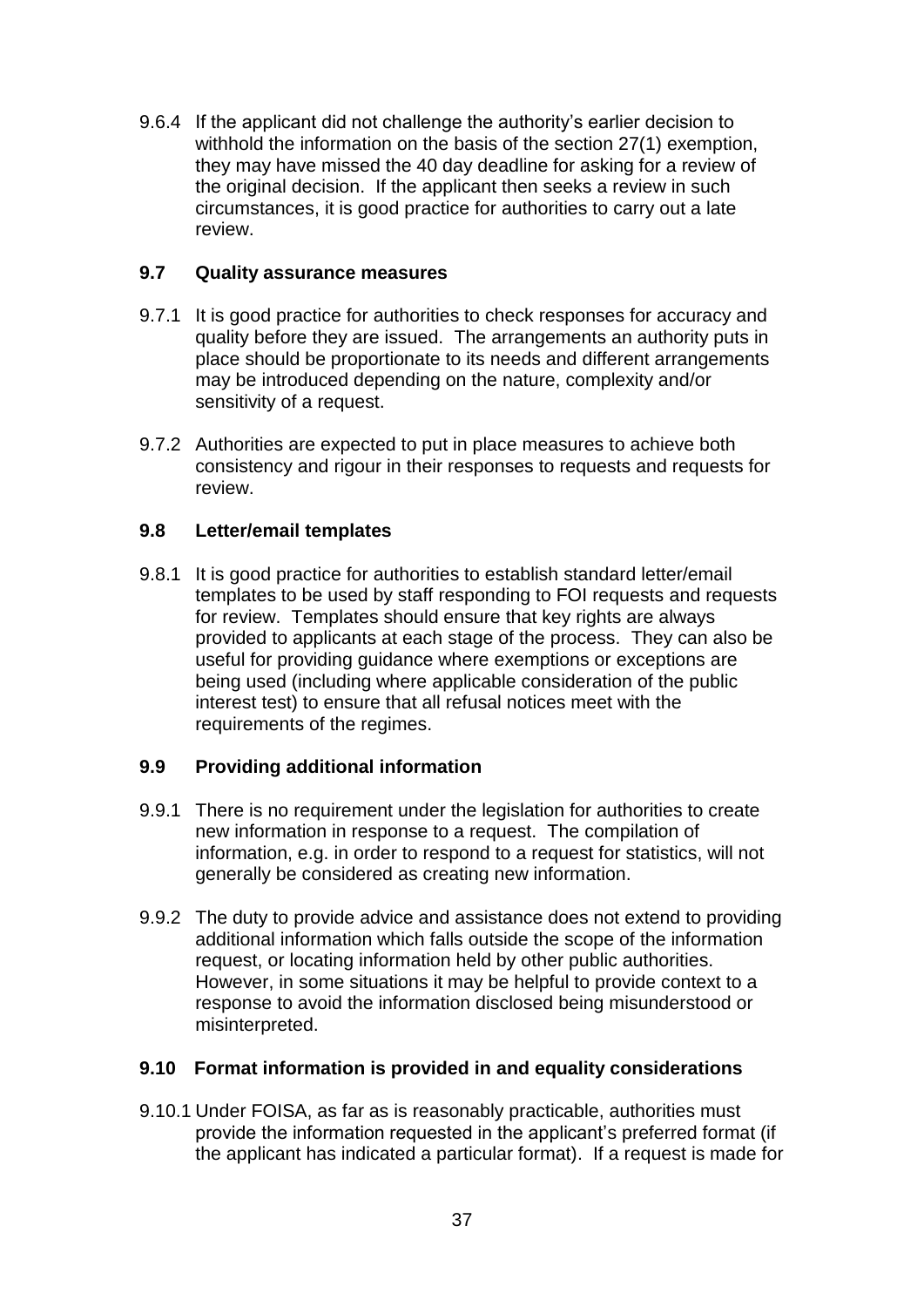9.6.4 If the applicant did not challenge the authority's earlier decision to withhold the information on the basis of the section 27(1) exemption, they may have missed the 40 day deadline for asking for a review of the original decision. If the applicant then seeks a review in such circumstances, it is good practice for authorities to carry out a late review.

### 9.7 Quality assurance measures

9.7.1 It is good practice for authorities to check responses for accuracy and quality before they are issued. The arrangements an authority puts in place should be proportionate to its needs and different arrangements may be introduced depending on the nature, complexity and/or sensitivity of a request.

9.7.2 Authorities are expected to put in place measures to achieve both consistency and rigour in their responses to requests and requests for review.

### 9.8 Letter/email templates

9.8.1 It is good practice for authorities to establish standard letter/email templates to be used by staff responding to FOI requests and requests for review. Templates should ensure that key rights are always provided to applicants at each stage of the process. They can also be useful for providing guidance where exemptions or exceptions are being used (including where applicable consideration of the public interest test) to ensure that all refusal notices meet with the requirements of the regimes.

### 9.9 Providing additional information

9.9.1 There is no requirement under the legislation for authorities to create new information in response to a request. The compilation of information, e.g. in order to respond to a request for statistics, will not generally be considered as creating new information.

9.9.2 The duty to provide advice and assistance does not extend to providing additional information which falls outside the scope of the information request, or locating information held by other public authorities. However, in some situations it may be helpful to provide context to a response to avoid the information disclosed being misunderstood or misinterpreted.

### 9.10 Format information is provided in and equality considerations

9.10.1 Under FOISA, as far as is reasonably practicable, authorities must provide the information requested in the applicant's preferred format (if the applicant has indicated a particular format). If a request is made for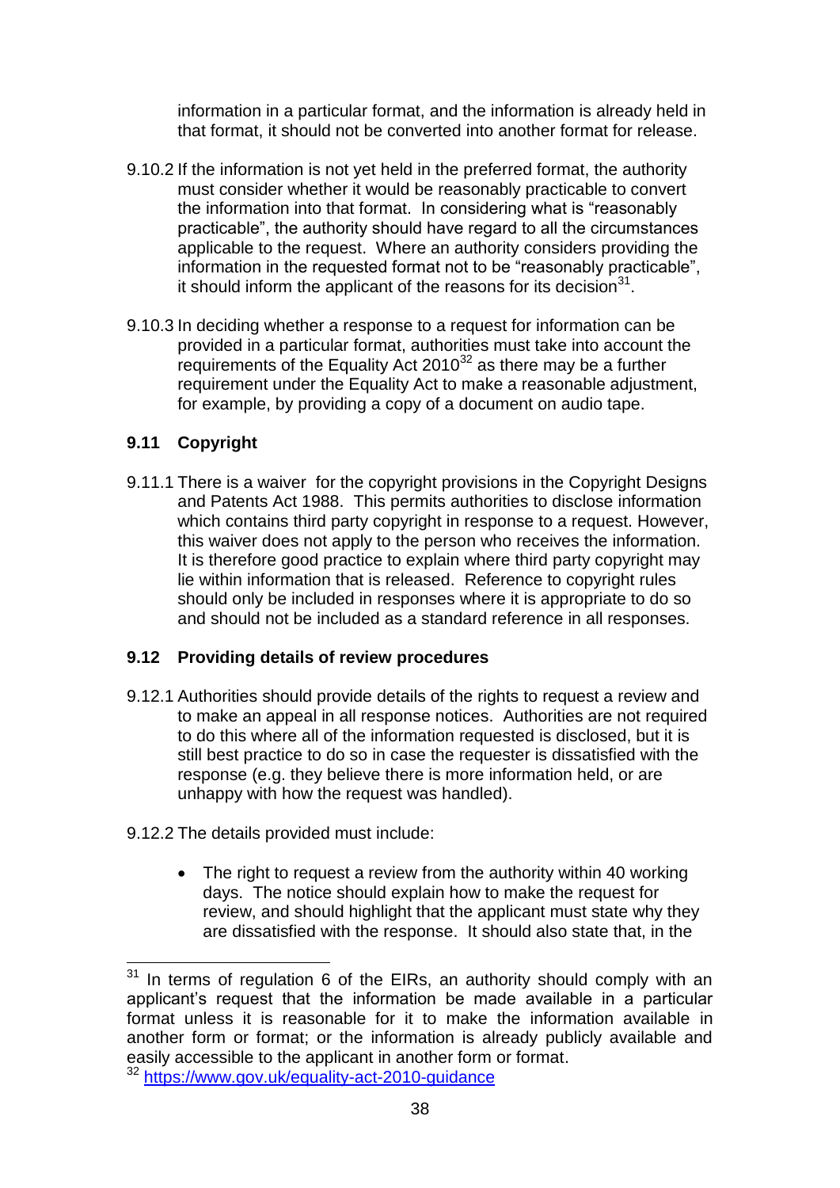information in a particular format, and the information is already held in that format, it should not be converted into another format for release.

9.10.2 If the information is not yet held in the preferred format, the authority must consider whether it would be reasonably practicable to convert the information into that format. In considering what is "reasonably practicable", the authority should have regard to all the circumstances applicable to the request. Where an authority considers providing the information in the requested format not to be "reasonably practicable", it should inform the applicant of the reasons for its decision[31].

9.10.3 In deciding whether a response to a request for information can be provided in a particular format, authorities must take into account the requirements of the Equality Act 2010[32] as there may be a further requirement under the Equality Act to make a reasonable adjustment, for example, by providing a copy of a document on audio tape.

### 9.11 Copyright

9.11.1 There is a waiver for the copyright provisions in the Copyright Designs and Patents Act 1988. This permits authorities to disclose information which contains third party copyright in response to a request. However, this waiver does not apply to the person who receives the information. It is therefore good practice to explain where third party copyright may lie within information that is released. Reference to copyright rules should only be included in responses where it is appropriate to do so and should not be included as a standard reference in all responses.

### 9.12 Providing details of review procedures

9.12.1 Authorities should provide details of the rights to request a review and to make an appeal in all response notices. Authorities are not required to do this where all of the information requested is disclosed, but it is still best practice to do so in case the requester is dissatisfied with the response (e.g. they believe there is more information held, or are unhappy with how the request was handled).

9.12.2 The details provided must include:

- The right to request a review from the authority within 40 working days. The notice should explain how to make the request for review, and should highlight that the applicant must state why they are dissatisfied with the response. It should also state that, in the

---

[31] In terms of regulation 6 of the EIRs, an authority should comply with an applicant's request that the information be made available in a particular format unless it is reasonable for it to make the information available in another form or format; or the information is already publicly available and easily accessible to the applicant in another form or format.

[32] https://www.gov.uk/equality-act-2010-guidance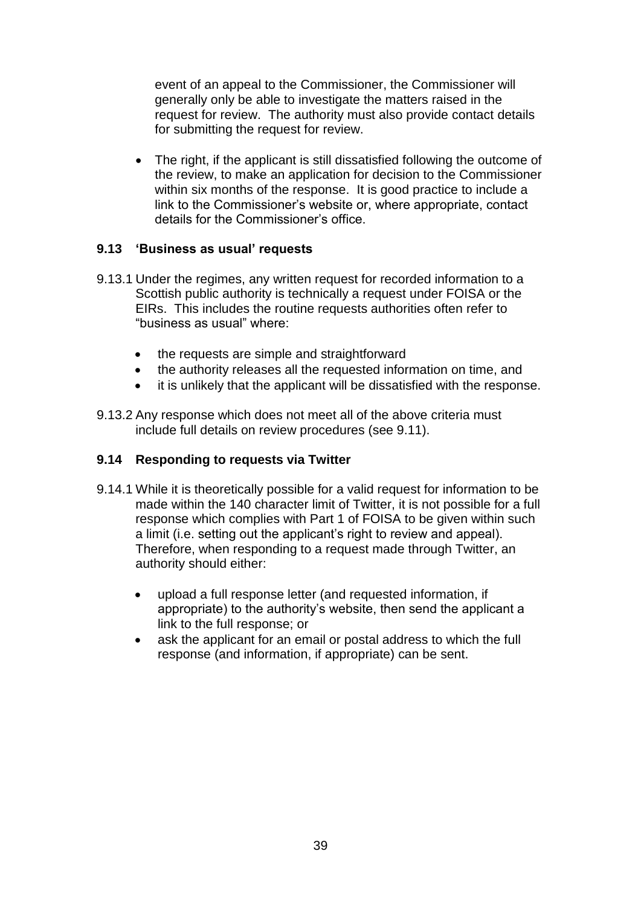event of an appeal to the Commissioner, the Commissioner will generally only be able to investigate the matters raised in the request for review. The authority must also provide contact details for submitting the request for review.

- The right, if the applicant is still dissatisfied following the outcome of the review, to make an application for decision to the Commissioner within six months of the response. It is good practice to include a link to the Commissioner's website or, where appropriate, contact details for the Commissioner's office.

### 9.13 'Business as usual' requests

9.13.1 Under the regimes, any written request for recorded information to a Scottish public authority is technically a request under FOISA or the EIRs. This includes the routine requests authorities often refer to "business as usual" where:

- the requests are simple and straightforward
- the authority releases all the requested information on time, and
- it is unlikely that the applicant will be dissatisfied with the response.

9.13.2 Any response which does not meet all of the above criteria must include full details on review procedures (see 9.11).

### 9.14 Responding to requests via Twitter

9.14.1 While it is theoretically possible for a valid request for information to be made within the 140 character limit of Twitter, it is not possible for a full response which complies with Part 1 of FOISA to be given within such a limit (i.e. setting out the applicant's right to review and appeal). Therefore, when responding to a request made through Twitter, an authority should either:

- upload a full response letter (and requested information, if appropriate) to the authority's website, then send the applicant a link to the full response; or
- ask the applicant for an email or postal address to which the full response (and information, if appropriate) can be sent.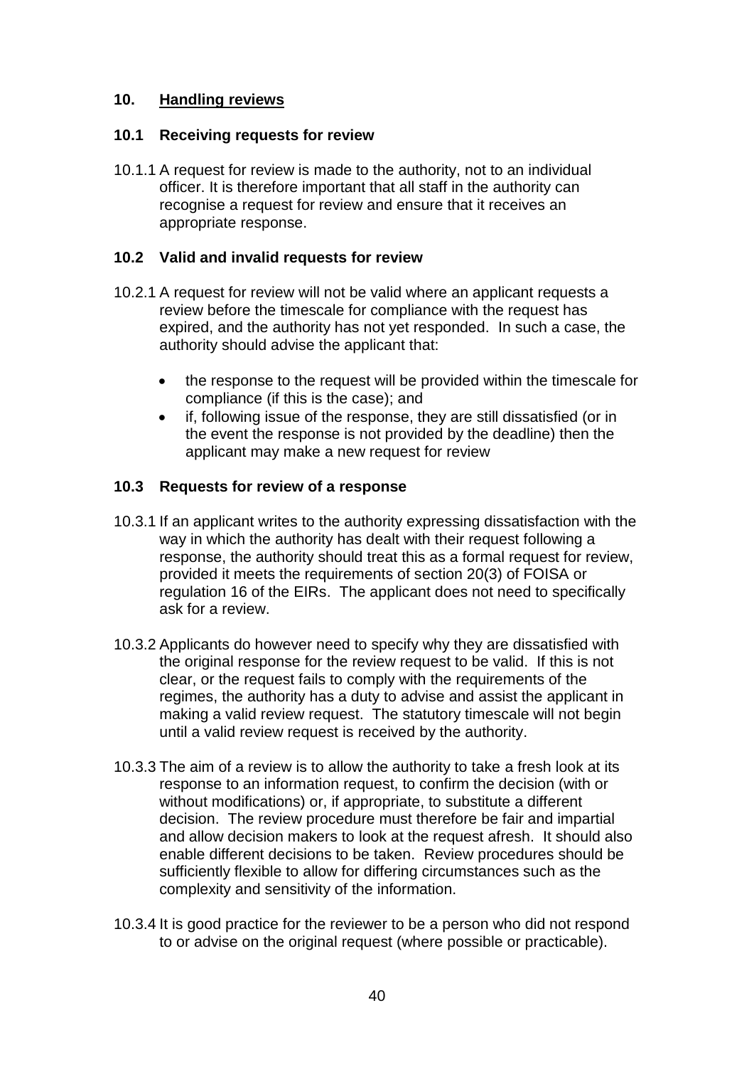## 10. Handling reviews

### 10.1 Receiving requests for review

10.1.1 A request for review is made to the authority, not to an individual officer. It is therefore important that all staff in the authority can recognise a request for review and ensure that it receives an appropriate response.

### 10.2 Valid and invalid requests for review

10.2.1 A request for review will not be valid where an applicant requests a review before the timescale for compliance with the request has expired, and the authority has not yet responded. In such a case, the authority should advise the applicant that:

- the response to the request will be provided within the timescale for compliance (if this is the case); and
- if, following issue of the response, they are still dissatisfied (or in the event the response is not provided by the deadline) then the applicant may make a new request for review

### 10.3 Requests for review of a response

10.3.1 If an applicant writes to the authority expressing dissatisfaction with the way in which the authority has dealt with their request following a response, the authority should treat this as a formal request for review, provided it meets the requirements of section 20(3) of FOISA or regulation 16 of the EIRs. The applicant does not need to specifically ask for a review.

10.3.2 Applicants do however need to specify why they are dissatisfied with the original response for the review request to be valid. If this is not clear, or the request fails to comply with the requirements of the regimes, the authority has a duty to advise and assist the applicant in making a valid review request. The statutory timescale will not begin until a valid review request is received by the authority.

10.3.3 The aim of a review is to allow the authority to take a fresh look at its response to an information request, to confirm the decision (with or without modifications) or, if appropriate, to substitute a different decision. The review procedure must therefore be fair and impartial and allow decision makers to look at the request afresh. It should also enable different decisions to be taken. Review procedures should be sufficiently flexible to allow for differing circumstances such as the complexity and sensitivity of the information.

10.3.4 It is good practice for the reviewer to be a person who did not respond to or advise on the original request (where possible or practicable).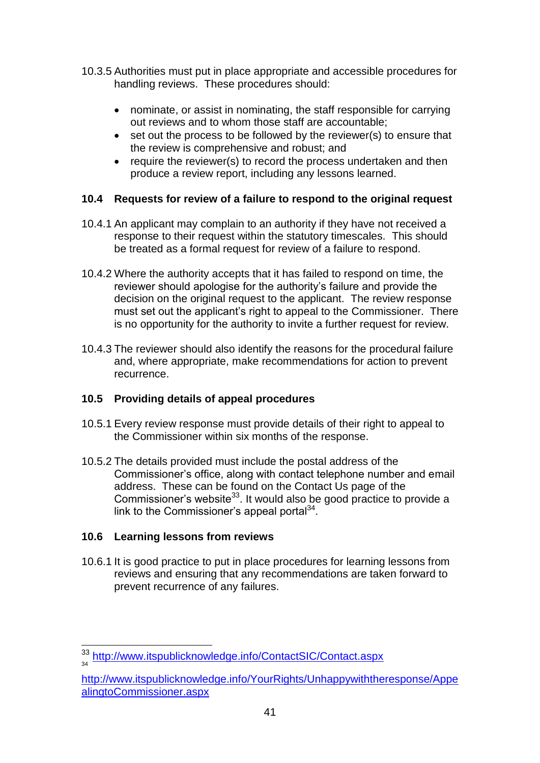10.3.5 Authorities must put in place appropriate and accessible procedures for handling reviews. These procedures should:

- nominate, or assist in nominating, the staff responsible for carrying out reviews and to whom those staff are accountable;
- set out the process to be followed by the reviewer(s) to ensure that the review is comprehensive and robust; and
- require the reviewer(s) to record the process undertaken and then produce a review report, including any lessons learned.

**10.4 Requests for review of a failure to respond to the original request**

10.4.1 An applicant may complain to an authority if they have not received a response to their request within the statutory timescales. This should be treated as a formal request for review of a failure to respond.

10.4.2 Where the authority accepts that it has failed to respond on time, the reviewer should apologise for the authority's failure and provide the decision on the original request to the applicant. The review response must set out the applicant's right to appeal to the Commissioner. There is no opportunity for the authority to invite a further request for review.

10.4.3 The reviewer should also identify the reasons for the procedural failure and, where appropriate, make recommendations for action to prevent recurrence.

**10.5 Providing details of appeal procedures**

10.5.1 Every review response must provide details of their right to appeal to the Commissioner within six months of the response.

10.5.2 The details provided must include the postal address of the Commissioner's office, along with contact telephone number and email address. These can be found on the Contact Us page of the Commissioner's website[33]. It would also be good practice to provide a link to the Commissioner's appeal portal[34].

**10.6 Learning lessons from reviews**

10.6.1 It is good practice to put in place procedures for learning lessons from reviews and ensuring that any recommendations are taken forward to prevent recurrence of any failures.

---

[33] http://www.itspublicknowledge.info/ContactSIC/Contact.aspx

[34] http://www.itspublicknowledge.info/YourRights/Unhappywiththeresponse/AppealingtoCommissioner.aspx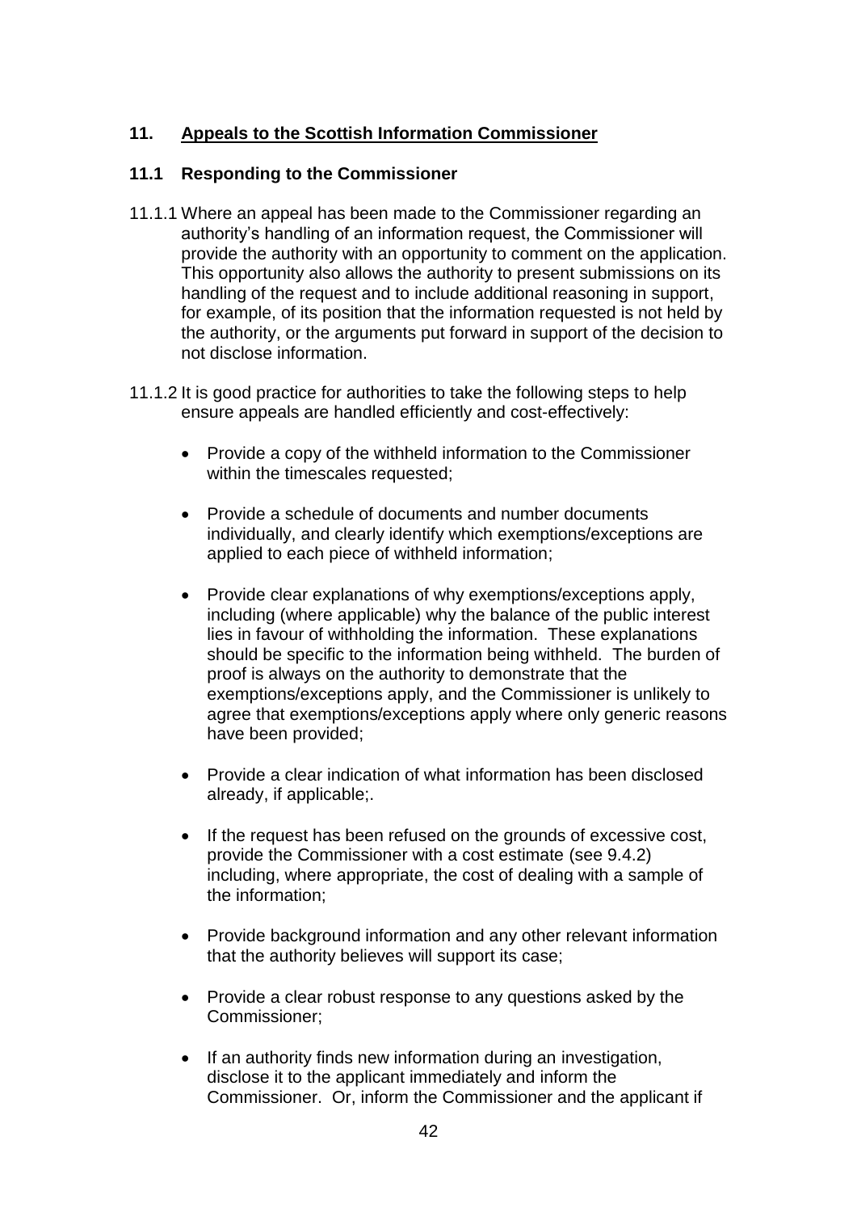## 11. Appeals to the Scottish Information Commissioner

### 11.1 Responding to the Commissioner

11.1.1 Where an appeal has been made to the Commissioner regarding an authority's handling of an information request, the Commissioner will provide the authority with an opportunity to comment on the application. This opportunity also allows the authority to present submissions on its handling of the request and to include additional reasoning in support, for example, of its position that the information requested is not held by the authority, or the arguments put forward in support of the decision to not disclose information.

11.1.2 It is good practice for authorities to take the following steps to help ensure appeals are handled efficiently and cost-effectively:

- Provide a copy of the withheld information to the Commissioner within the timescales requested;
- Provide a schedule of documents and number documents individually, and clearly identify which exemptions/exceptions are applied to each piece of withheld information;
- Provide clear explanations of why exemptions/exceptions apply, including (where applicable) why the balance of the public interest lies in favour of withholding the information. These explanations should be specific to the information being withheld. The burden of proof is always on the authority to demonstrate that the exemptions/exceptions apply, and the Commissioner is unlikely to agree that exemptions/exceptions apply where only generic reasons have been provided;
- Provide a clear indication of what information has been disclosed already, if applicable;.
- If the request has been refused on the grounds of excessive cost, provide the Commissioner with a cost estimate (see 9.4.2) including, where appropriate, the cost of dealing with a sample of the information;
- Provide background information and any other relevant information that the authority believes will support its case;
- Provide a clear robust response to any questions asked by the Commissioner;
- If an authority finds new information during an investigation, disclose it to the applicant immediately and inform the Commissioner. Or, inform the Commissioner and the applicant if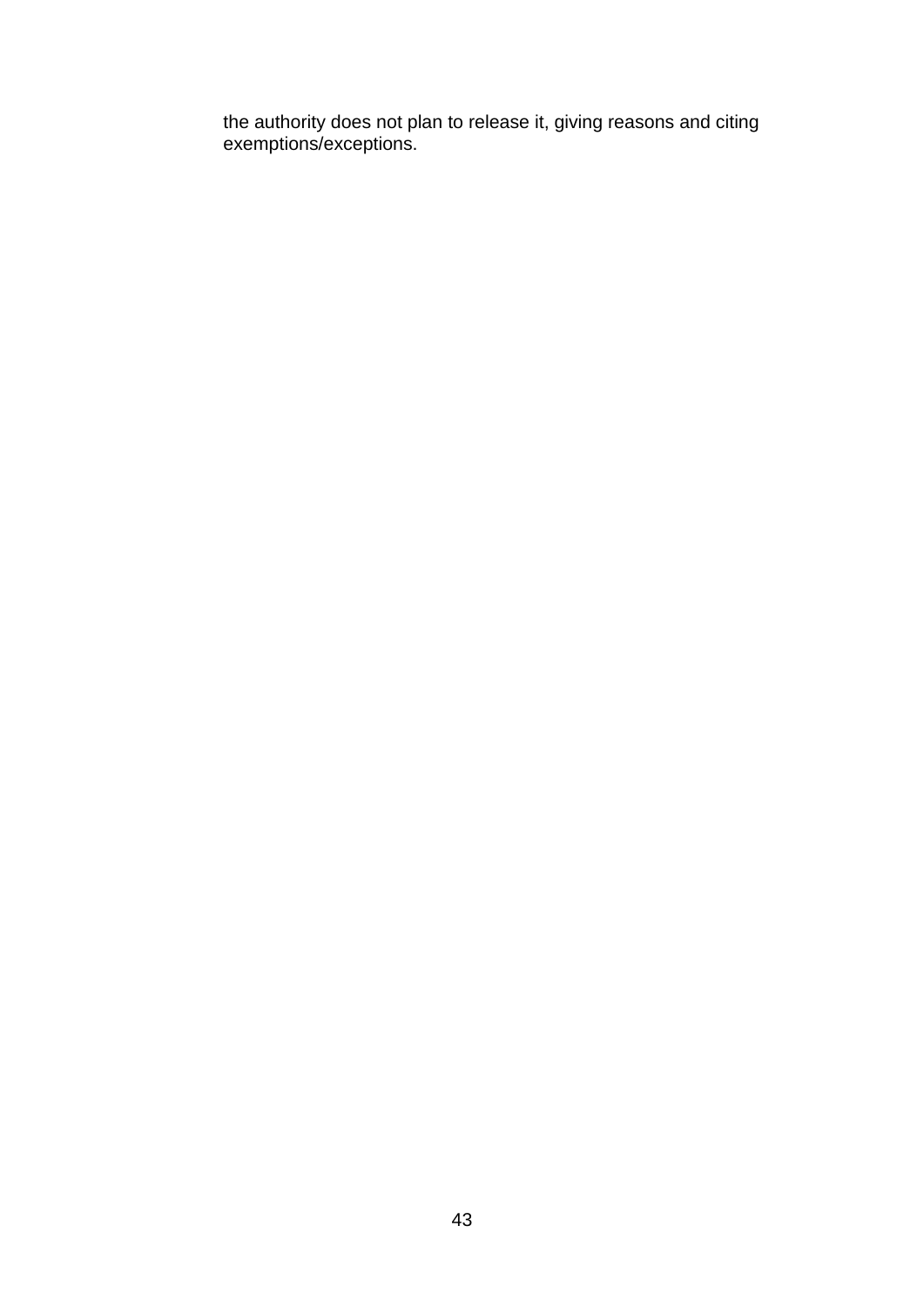the authority does not plan to release it, giving reasons and citing exemptions/exceptions.